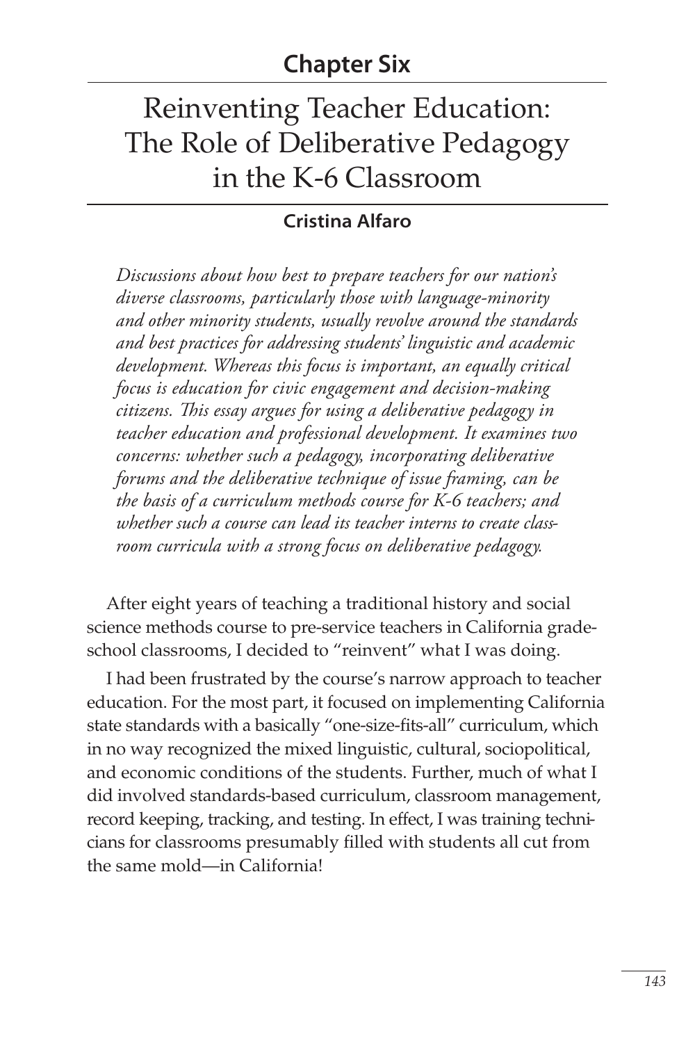## Chapter Six

# Reinventing Teacher Education: The Role of Deliberative Pedagogy in the K-6 Classroom

**Cristina Alfaro**

*Discussions about how best to prepare teachers for our nation's diverse classrooms, particularly those with language-minority and other minority students, usually revolve around the standards and best practices for addressing students' linguistic and academic development. Whereas this focus is important, an equally critical focus is education for civic engagement and decision-making citizens. This essay argues for using a deliberative pedagogy in teacher education and professional development. It examines two concerns: whether such a pedagogy, incorporating deliberative forums and the deliberative technique of issue framing, can be the basis of a curriculum methods course for K-6 teachers; and whether such a course can lead its teacher interns to create classroom curricula with a strong focus on deliberative pedagogy.*

After eight years of teaching a traditional history and social science methods course to pre-service teachers in California grade-school classrooms, I decided to "reinvent" what I was doing.

I had been frustrated by the course's narrow approach to teacher education. For the most part, it focused on implementing California state standards with a basically "one-size-fits-all" curriculum, which in no way recognized the mixed linguistic, cultural, sociopolitical, and economic conditions of the students. Further, much of what I did involved standards-based curriculum, classroom management, record keeping, tracking, and testing. In effect, I was training technicians for classrooms presumably filled with students all cut from the same mold—in California!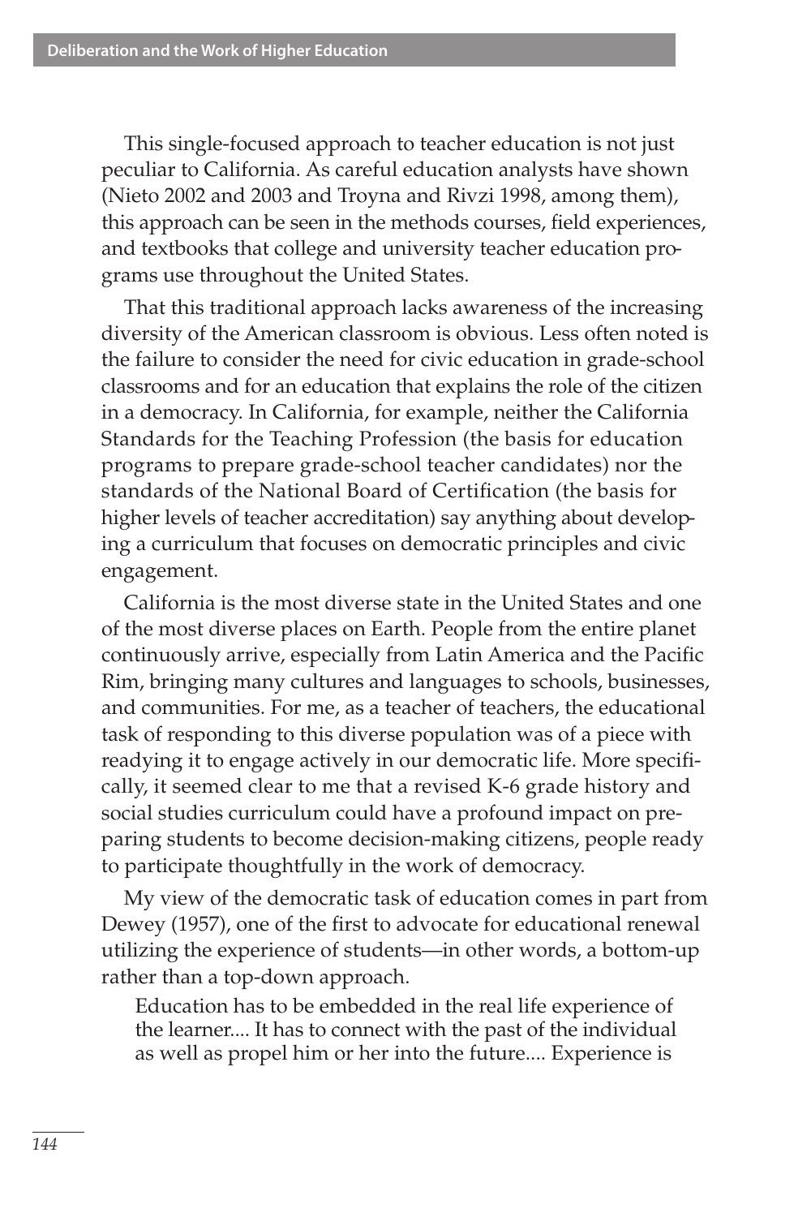This single-focused approach to teacher education is not just peculiar to California. As careful education analysts have shown (Nieto 2002 and 2003 and Troyna and Rivzi 1998, among them), this approach can be seen in the methods courses, field experiences, and textbooks that college and university teacher education programs use throughout the United States.

That this traditional approach lacks awareness of the increasing diversity of the American classroom is obvious. Less often noted is the failure to consider the need for civic education in grade-school classrooms and for an education that explains the role of the citizen in a democracy. In California, for example, neither the California Standards for the Teaching Profession (the basis for education programs to prepare grade-school teacher candidates) nor the standards of the National Board of Certification (the basis for higher levels of teacher accreditation) say anything about developing a curriculum that focuses on democratic principles and civic engagement.

California is the most diverse state in the United States and one of the most diverse places on Earth. People from the entire planet continuously arrive, especially from Latin America and the Pacific Rim, bringing many cultures and languages to schools, businesses, and communities. For me, as a teacher of teachers, the educational task of responding to this diverse population was of a piece with readying it to engage actively in our democratic life. More specifically, it seemed clear to me that a revised K-6 grade history and social studies curriculum could have a profound impact on preparing students to become decision-making citizens, people ready to participate thoughtfully in the work of democracy.

My view of the democratic task of education comes in part from Dewey (1957), one of the first to advocate for educational renewal utilizing the experience of students—in other words, a bottom-up rather than a top-down approach.

> Education has to be embedded in the real life experience of the learner.... It has to connect with the past of the individual as well as propel him or her into the future.... Experience is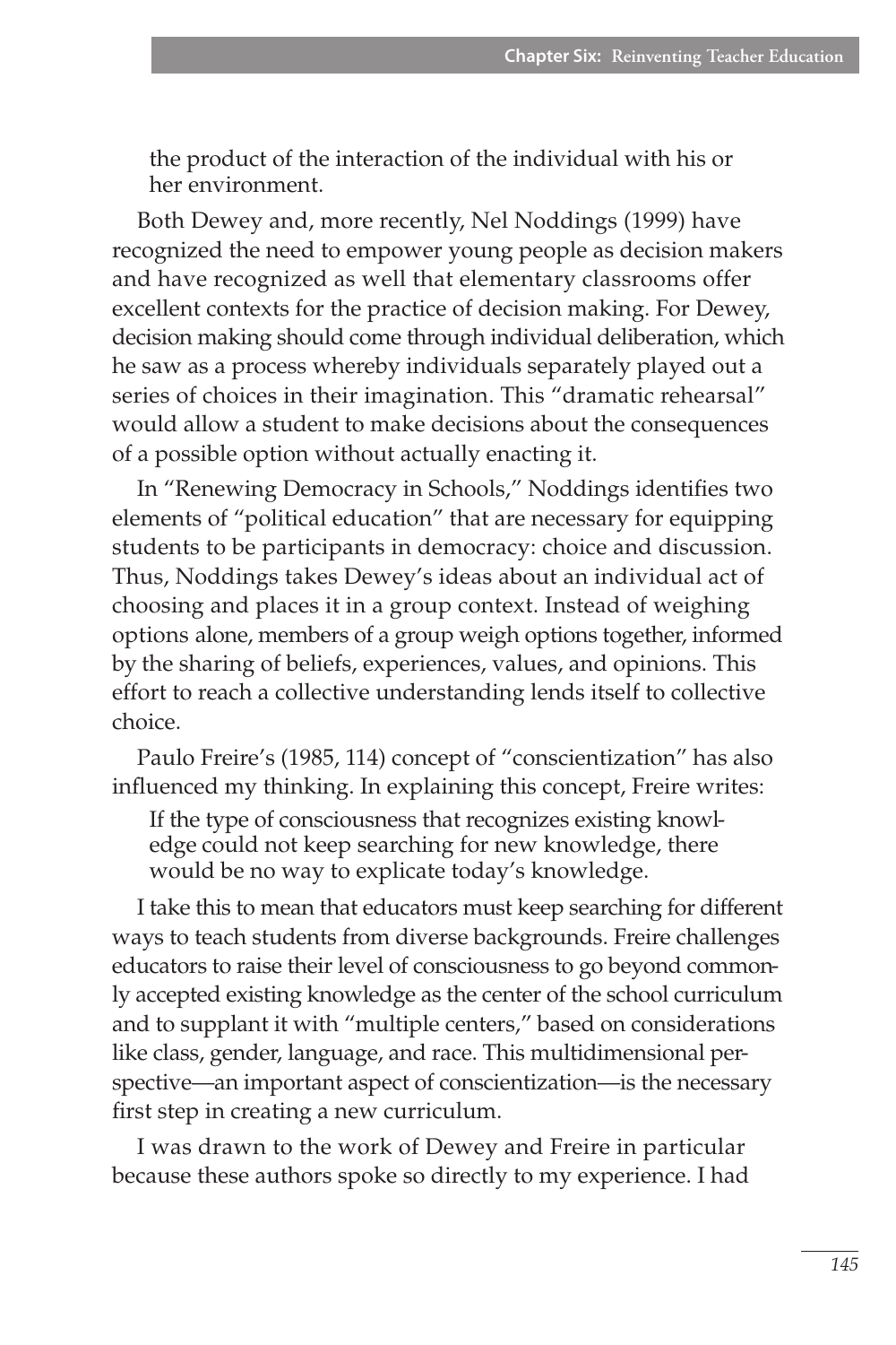the product of the interaction of the individual with his or her environment.

Both Dewey and, more recently, Nel Noddings (1999) have recognized the need to empower young people as decision makers and have recognized as well that elementary classrooms offer excellent contexts for the practice of decision making. For Dewey, decision making should come through individual deliberation, which he saw as a process whereby individuals separately played out a series of choices in their imagination. This "dramatic rehearsal" would allow a student to make decisions about the consequences of a possible option without actually enacting it.

In "Renewing Democracy in Schools," Noddings identifies two elements of "political education" that are necessary for equipping students to be participants in democracy: choice and discussion. Thus, Noddings takes Dewey's ideas about an individual act of choosing and places it in a group context. Instead of weighing options alone, members of a group weigh options together, informed by the sharing of beliefs, experiences, values, and opinions. This effort to reach a collective understanding lends itself to collective choice.

Paulo Freire's (1985, 114) concept of "conscientization" has also influenced my thinking. In explaining this concept, Freire writes:

> If the type of consciousness that recognizes existing knowledge could not keep searching for new knowledge, there would be no way to explicate today's knowledge.

I take this to mean that educators must keep searching for different ways to teach students from diverse backgrounds. Freire challenges educators to raise their level of consciousness to go beyond commonly accepted existing knowledge as the center of the school curriculum and to supplant it with "multiple centers," based on considerations like class, gender, language, and race. This multidimensional perspective—an important aspect of conscientization—is the necessary first step in creating a new curriculum.

I was drawn to the work of Dewey and Freire in particular because these authors spoke so directly to my experience. I had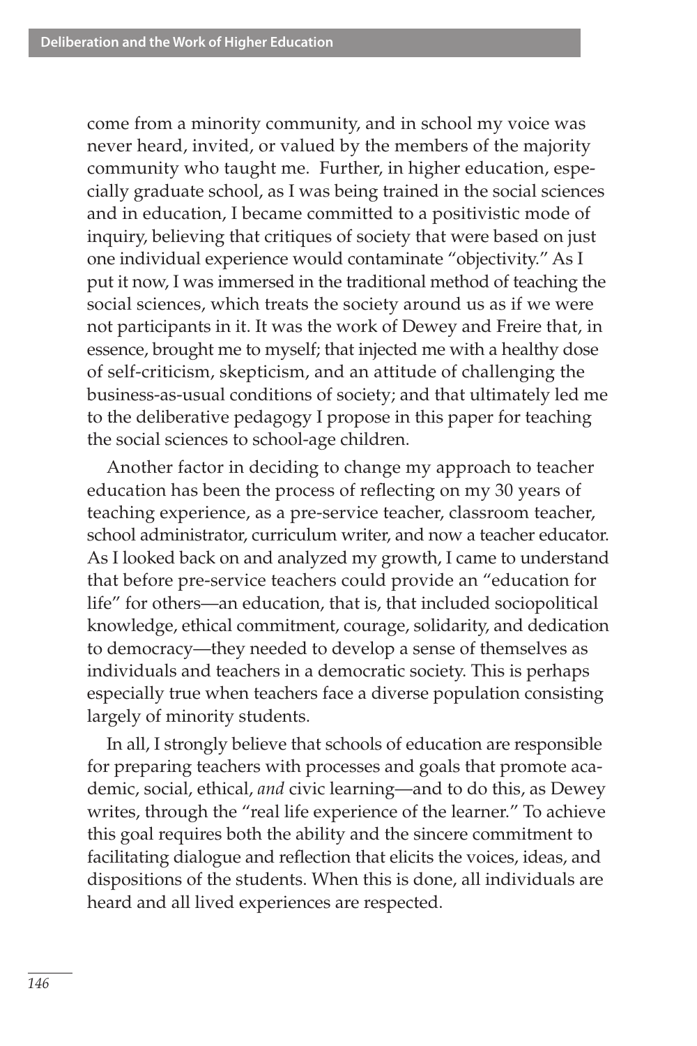come from a minority community, and in school my voice was never heard, invited, or valued by the members of the majority community who taught me. Further, in higher education, especially graduate school, as I was being trained in the social sciences and in education, I became committed to a positivistic mode of inquiry, believing that critiques of society that were based on just one individual experience would contaminate "objectivity." As I put it now, I was immersed in the traditional method of teaching the social sciences, which treats the society around us as if we were not participants in it. It was the work of Dewey and Freire that, in essence, brought me to myself; that injected me with a healthy dose of self-criticism, skepticism, and an attitude of challenging the business-as-usual conditions of society; and that ultimately led me to the deliberative pedagogy I propose in this paper for teaching the social sciences to school-age children.

Another factor in deciding to change my approach to teacher education has been the process of reflecting on my 30 years of teaching experience, as a pre-service teacher, classroom teacher, school administrator, curriculum writer, and now a teacher educator. As I looked back on and analyzed my growth, I came to understand that before pre-service teachers could provide an "education for life" for others—an education, that is, that included sociopolitical knowledge, ethical commitment, courage, solidarity, and dedication to democracy—they needed to develop a sense of themselves as individuals and teachers in a democratic society. This is perhaps especially true when teachers face a diverse population consisting largely of minority students.

In all, I strongly believe that schools of education are responsible for preparing teachers with processes and goals that promote academic, social, ethical, *and* civic learning—and to do this, as Dewey writes, through the "real life experience of the learner." To achieve this goal requires both the ability and the sincere commitment to facilitating dialogue and reflection that elicits the voices, ideas, and dispositions of the students. When this is done, all individuals are heard and all lived experiences are respected.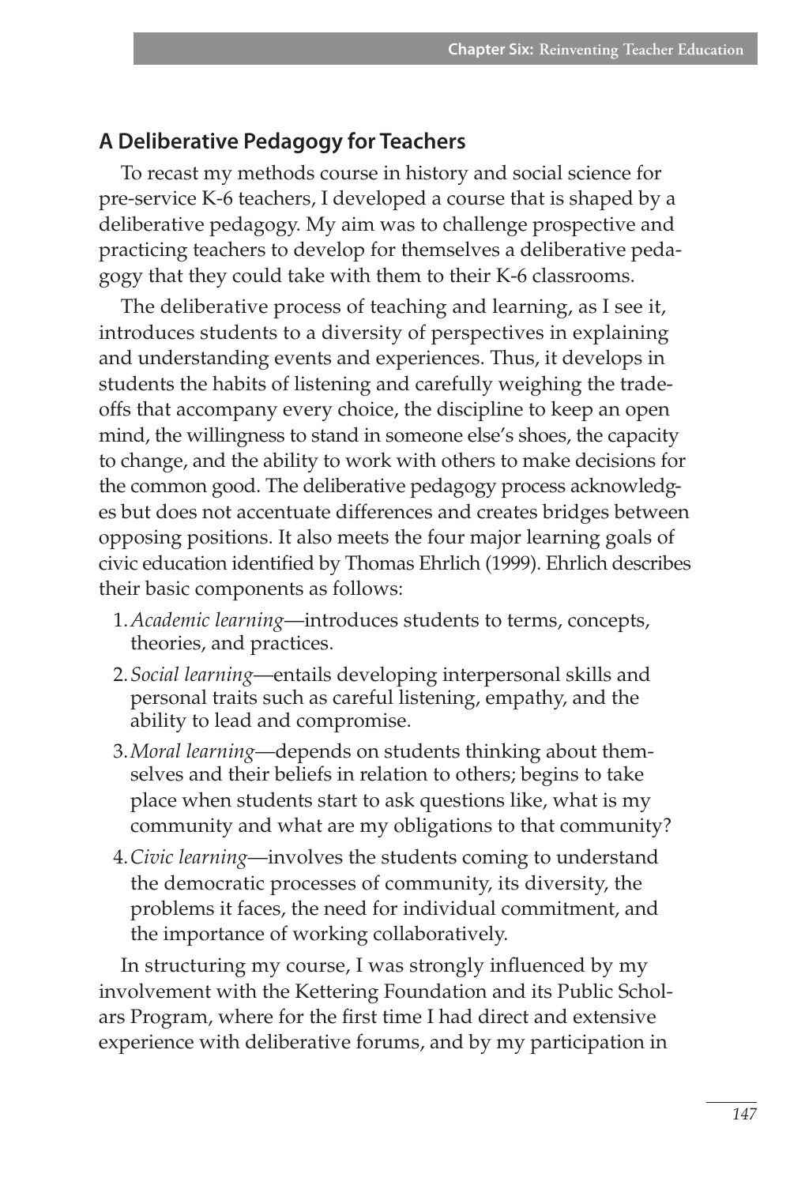## A Deliberative Pedagogy for Teachers

To recast my methods course in history and social science for pre-service K-6 teachers, I developed a course that is shaped by a deliberative pedagogy. My aim was to challenge prospective and practicing teachers to develop for themselves a deliberative pedagogy that they could take with them to their K-6 classrooms.

The deliberative process of teaching and learning, as I see it, introduces students to a diversity of perspectives in explaining and understanding events and experiences. Thus, it develops in students the habits of listening and carefully weighing the trade-offs that accompany every choice, the discipline to keep an open mind, the willingness to stand in someone else's shoes, the capacity to change, and the ability to work with others to make decisions for the common good. The deliberative pedagogy process acknowledges but does not accentuate differences and creates bridges between opposing positions. It also meets the four major learning goals of civic education identified by Thomas Ehrlich (1999). Ehrlich describes their basic components as follows:

1. *Academic learning*—introduces students to terms, concepts, theories, and practices.
2. *Social learning*—entails developing interpersonal skills and personal traits such as careful listening, empathy, and the ability to lead and compromise.
3. *Moral learning*—depends on students thinking about themselves and their beliefs in relation to others; begins to take place when students start to ask questions like, what is my community and what are my obligations to that community?
4. *Civic learning*—involves the students coming to understand the democratic processes of community, its diversity, the problems it faces, the need for individual commitment, and the importance of working collaboratively.

In structuring my course, I was strongly influenced by my involvement with the Kettering Foundation and its Public Scholars Program, where for the first time I had direct and extensive experience with deliberative forums, and by my participation in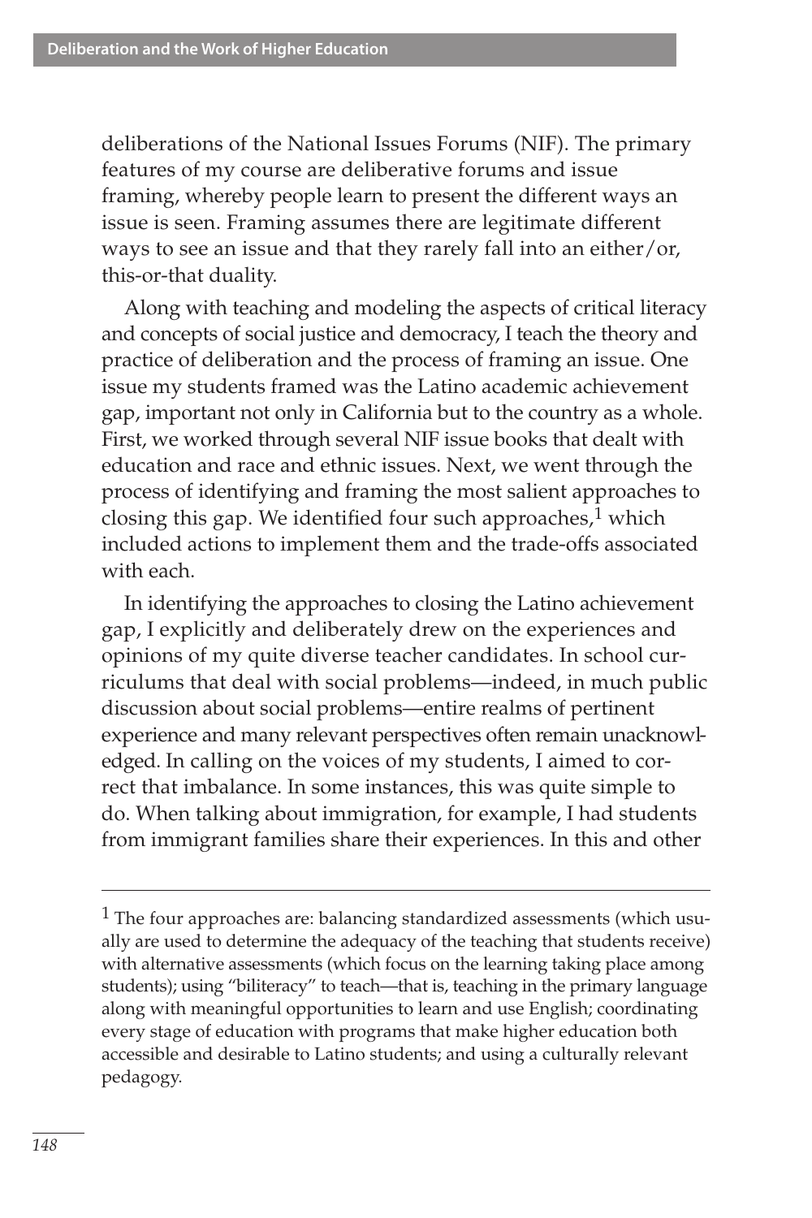deliberations of the National Issues Forums (NIF). The primary features of my course are deliberative forums and issue framing, whereby people learn to present the different ways an issue is seen. Framing assumes there are legitimate different ways to see an issue and that they rarely fall into an either/or, this-or-that duality.

Along with teaching and modeling the aspects of critical literacy and concepts of social justice and democracy, I teach the theory and practice of deliberation and the process of framing an issue. One issue my students framed was the Latino academic achievement gap, important not only in California but to the country as a whole. First, we worked through several NIF issue books that dealt with education and race and ethnic issues. Next, we went through the process of identifying and framing the most salient approaches to closing this gap. We identified four such approaches,[1] which included actions to implement them and the trade-offs associated with each.

In identifying the approaches to closing the Latino achievement gap, I explicitly and deliberately drew on the experiences and opinions of my quite diverse teacher candidates. In school curriculums that deal with social problems—indeed, in much public discussion about social problems—entire realms of pertinent experience and many relevant perspectives often remain unacknowledged. In calling on the voices of my students, I aimed to correct that imbalance. In some instances, this was quite simple to do. When talking about immigration, for example, I had students from immigrant families share their experiences. In this and other

---

[1] The four approaches are: balancing standardized assessments (which usually are used to determine the adequacy of the teaching that students receive) with alternative assessments (which focus on the learning taking place among students); using "biliteracy" to teach—that is, teaching in the primary language along with meaningful opportunities to learn and use English; coordinating every stage of education with programs that make higher education both accessible and desirable to Latino students; and using a culturally relevant pedagogy.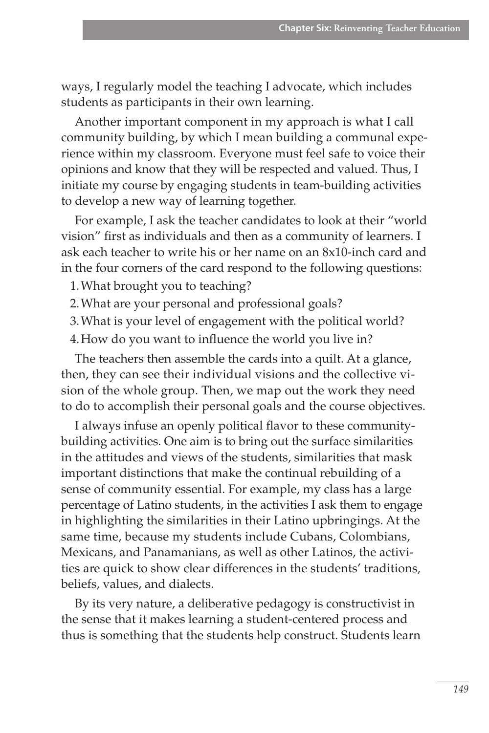ways, I regularly model the teaching I advocate, which includes students as participants in their own learning.

Another important component in my approach is what I call community building, by which I mean building a communal experience within my classroom. Everyone must feel safe to voice their opinions and know that they will be respected and valued. Thus, I initiate my course by engaging students in team-building activities to develop a new way of learning together.

For example, I ask the teacher candidates to look at their "world vision" first as individuals and then as a community of learners. I ask each teacher to write his or her name on an 8x10-inch card and in the four corners of the card respond to the following questions:

1. What brought you to teaching?
2. What are your personal and professional goals?
3. What is your level of engagement with the political world?
4. How do you want to influence the world you live in?

The teachers then assemble the cards into a quilt. At a glance, then, they can see their individual visions and the collective vision of the whole group. Then, we map out the work they need to do to accomplish their personal goals and the course objectives.

I always infuse an openly political flavor to these community-building activities. One aim is to bring out the surface similarities in the attitudes and views of the students, similarities that mask important distinctions that make the continual rebuilding of a sense of community essential. For example, my class has a large percentage of Latino students, in the activities I ask them to engage in highlighting the similarities in their Latino upbringings. At the same time, because my students include Cubans, Colombians, Mexicans, and Panamanians, as well as other Latinos, the activities are quick to show clear differences in the students' traditions, beliefs, values, and dialects.

By its very nature, a deliberative pedagogy is constructivist in the sense that it makes learning a student-centered process and thus is something that the students help construct. Students learn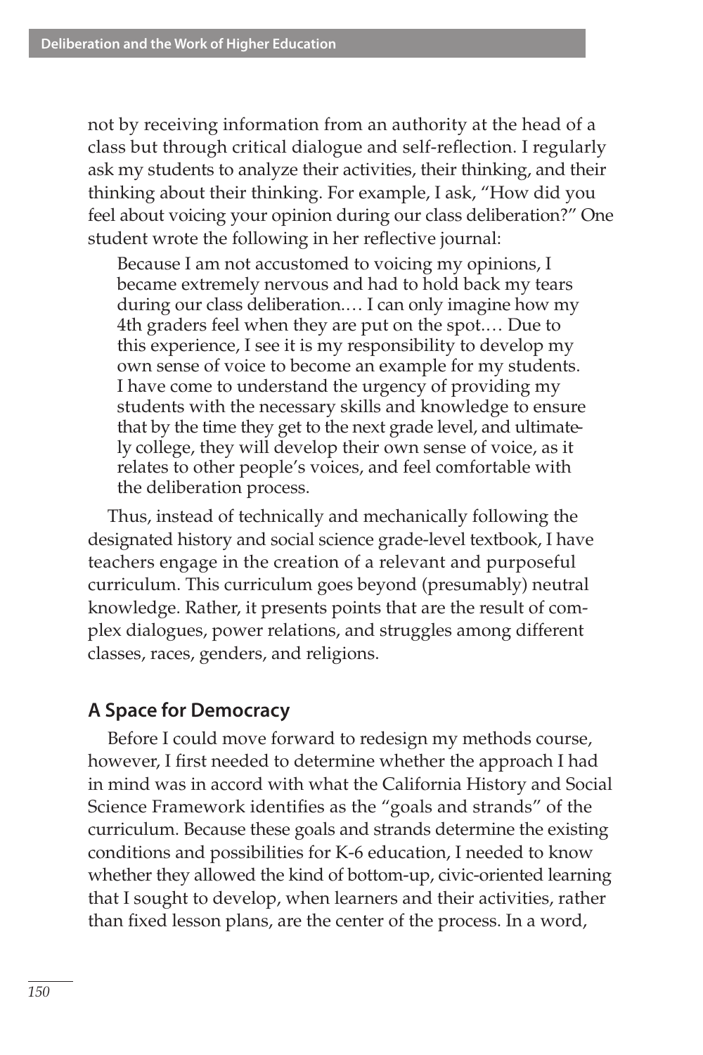not by receiving information from an authority at the head of a class but through critical dialogue and self-reflection. I regularly ask my students to analyze their activities, their thinking, and their thinking about their thinking. For example, I ask, "How did you feel about voicing your opinion during our class deliberation?" One student wrote the following in her reflective journal:

> Because I am not accustomed to voicing my opinions, I became extremely nervous and had to hold back my tears during our class deliberation.… I can only imagine how my 4th graders feel when they are put on the spot.… Due to this experience, I see it is my responsibility to develop my own sense of voice to become an example for my students. I have come to understand the urgency of providing my students with the necessary skills and knowledge to ensure that by the time they get to the next grade level, and ultimately college, they will develop their own sense of voice, as it relates to other people's voices, and feel comfortable with the deliberation process.

Thus, instead of technically and mechanically following the designated history and social science grade-level textbook, I have teachers engage in the creation of a relevant and purposeful curriculum. This curriculum goes beyond (presumably) neutral knowledge. Rather, it presents points that are the result of complex dialogues, power relations, and struggles among different classes, races, genders, and religions.

## A Space for Democracy

Before I could move forward to redesign my methods course, however, I first needed to determine whether the approach I had in mind was in accord with what the California History and Social Science Framework identifies as the "goals and strands" of the curriculum. Because these goals and strands determine the existing conditions and possibilities for K-6 education, I needed to know whether they allowed the kind of bottom-up, civic-oriented learning that I sought to develop, when learners and their activities, rather than fixed lesson plans, are the center of the process. In a word,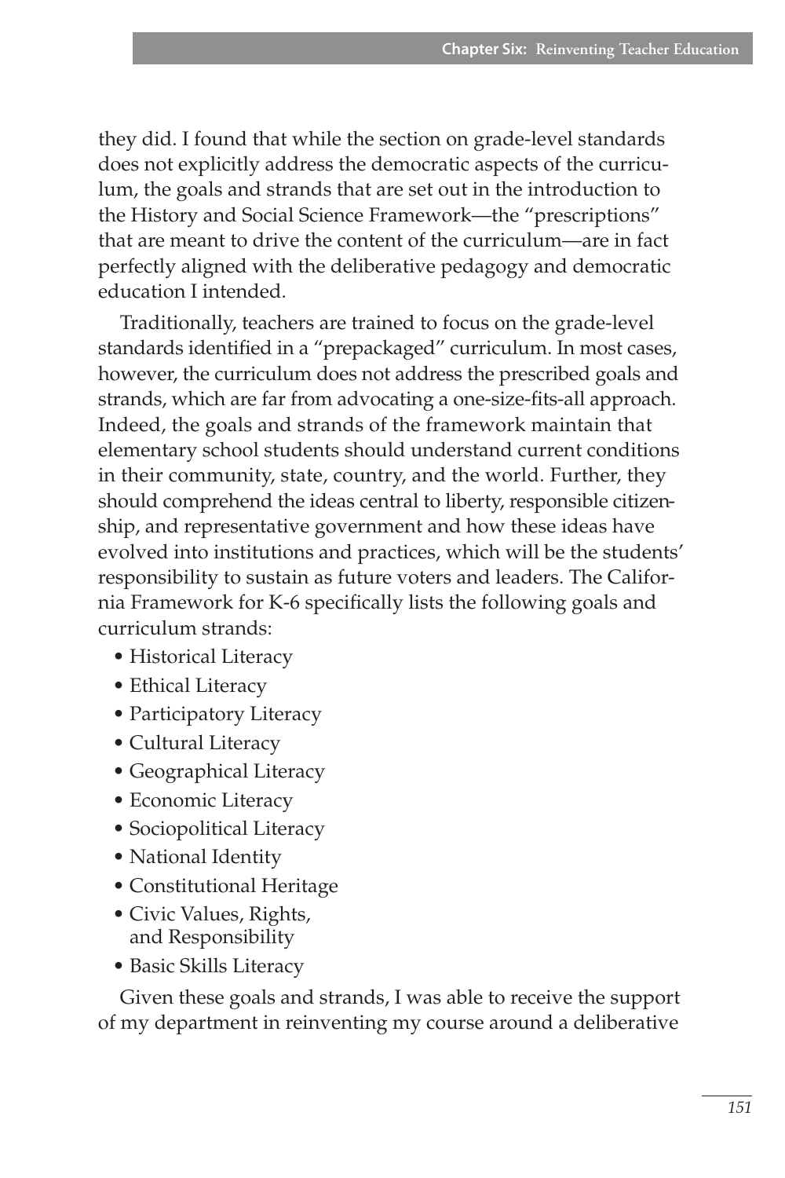they did. I found that while the section on grade-level standards does not explicitly address the democratic aspects of the curriculum, the goals and strands that are set out in the introduction to the History and Social Science Framework—the "prescriptions" that are meant to drive the content of the curriculum—are in fact perfectly aligned with the deliberative pedagogy and democratic education I intended.

Traditionally, teachers are trained to focus on the grade-level standards identified in a "prepackaged" curriculum. In most cases, however, the curriculum does not address the prescribed goals and strands, which are far from advocating a one-size-fits-all approach. Indeed, the goals and strands of the framework maintain that elementary school students should understand current conditions in their community, state, country, and the world. Further, they should comprehend the ideas central to liberty, responsible citizenship, and representative government and how these ideas have evolved into institutions and practices, which will be the students' responsibility to sustain as future voters and leaders. The California Framework for K-6 specifically lists the following goals and curriculum strands:

- Historical Literacy
- Ethical Literacy
- Participatory Literacy
- Cultural Literacy
- Geographical Literacy
- Economic Literacy
- Sociopolitical Literacy
- National Identity
- Constitutional Heritage
- Civic Values, Rights, and Responsibility
- Basic Skills Literacy

Given these goals and strands, I was able to receive the support of my department in reinventing my course around a deliberative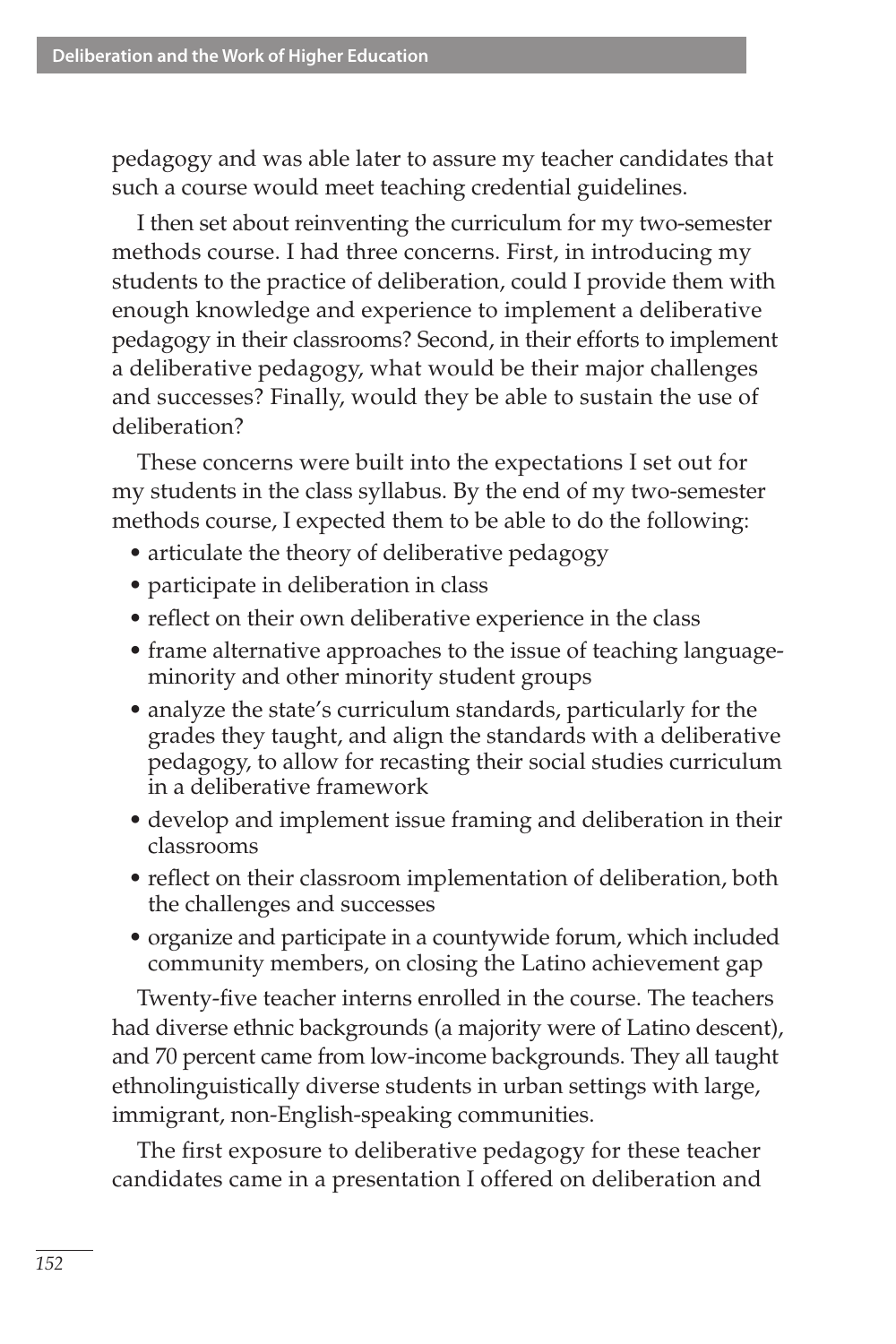pedagogy and was able later to assure my teacher candidates that such a course would meet teaching credential guidelines.

I then set about reinventing the curriculum for my two-semester methods course. I had three concerns. First, in introducing my students to the practice of deliberation, could I provide them with enough knowledge and experience to implement a deliberative pedagogy in their classrooms? Second, in their efforts to implement a deliberative pedagogy, what would be their major challenges and successes? Finally, would they be able to sustain the use of deliberation?

These concerns were built into the expectations I set out for my students in the class syllabus. By the end of my two-semester methods course, I expected them to be able to do the following:

- articulate the theory of deliberative pedagogy
- participate in deliberation in class
- reflect on their own deliberative experience in the class
- frame alternative approaches to the issue of teaching language-minority and other minority student groups
- analyze the state's curriculum standards, particularly for the grades they taught, and align the standards with a deliberative pedagogy, to allow for recasting their social studies curriculum in a deliberative framework
- develop and implement issue framing and deliberation in their classrooms
- reflect on their classroom implementation of deliberation, both the challenges and successes
- organize and participate in a countywide forum, which included community members, on closing the Latino achievement gap

Twenty-five teacher interns enrolled in the course. The teachers had diverse ethnic backgrounds (a majority were of Latino descent), and 70 percent came from low-income backgrounds. They all taught ethnolinguistically diverse students in urban settings with large, immigrant, non-English-speaking communities.

The first exposure to deliberative pedagogy for these teacher candidates came in a presentation I offered on deliberation and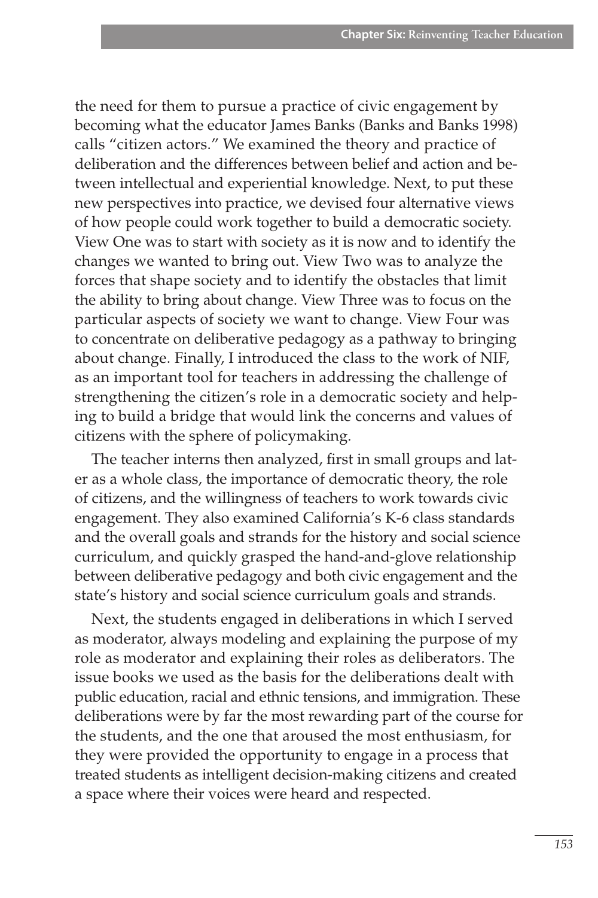the need for them to pursue a practice of civic engagement by becoming what the educator James Banks (Banks and Banks 1998) calls "citizen actors." We examined the theory and practice of deliberation and the differences between belief and action and between intellectual and experiential knowledge. Next, to put these new perspectives into practice, we devised four alternative views of how people could work together to build a democratic society. View One was to start with society as it is now and to identify the changes we wanted to bring out. View Two was to analyze the forces that shape society and to identify the obstacles that limit the ability to bring about change. View Three was to focus on the particular aspects of society we want to change. View Four was to concentrate on deliberative pedagogy as a pathway to bringing about change. Finally, I introduced the class to the work of NIF, as an important tool for teachers in addressing the challenge of strengthening the citizen's role in a democratic society and helping to build a bridge that would link the concerns and values of citizens with the sphere of policymaking.

The teacher interns then analyzed, first in small groups and later as a whole class, the importance of democratic theory, the role of citizens, and the willingness of teachers to work towards civic engagement. They also examined California's K-6 class standards and the overall goals and strands for the history and social science curriculum, and quickly grasped the hand-and-glove relationship between deliberative pedagogy and both civic engagement and the state's history and social science curriculum goals and strands.

Next, the students engaged in deliberations in which I served as moderator, always modeling and explaining the purpose of my role as moderator and explaining their roles as deliberators. The issue books we used as the basis for the deliberations dealt with public education, racial and ethnic tensions, and immigration. These deliberations were by far the most rewarding part of the course for the students, and the one that aroused the most enthusiasm, for they were provided the opportunity to engage in a process that treated students as intelligent decision-making citizens and created a space where their voices were heard and respected.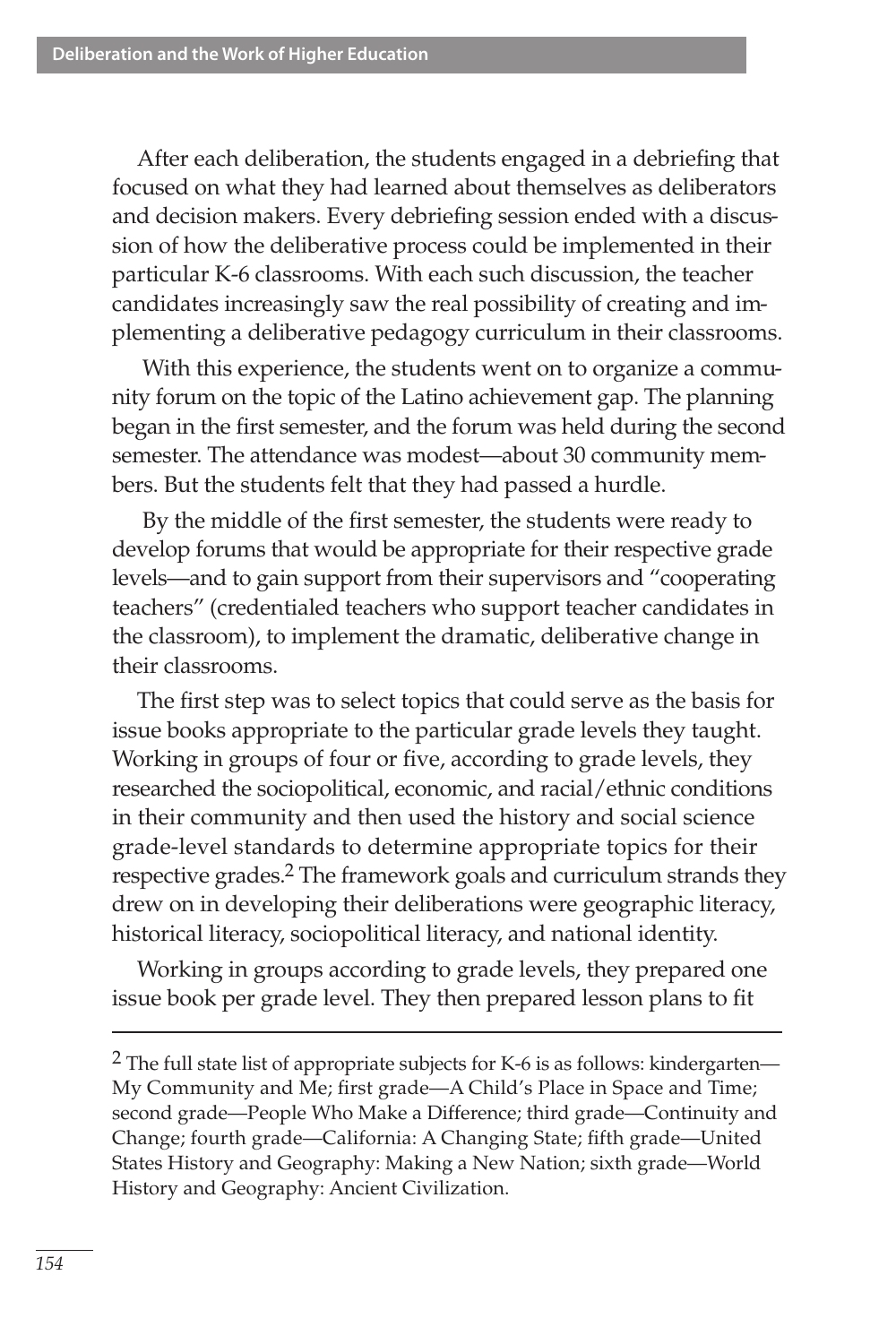After each deliberation, the students engaged in a debriefing that focused on what they had learned about themselves as deliberators and decision makers. Every debriefing session ended with a discussion of how the deliberative process could be implemented in their particular K-6 classrooms. With each such discussion, the teacher candidates increasingly saw the real possibility of creating and implementing a deliberative pedagogy curriculum in their classrooms.

With this experience, the students went on to organize a community forum on the topic of the Latino achievement gap. The planning began in the first semester, and the forum was held during the second semester. The attendance was modest—about 30 community members. But the students felt that they had passed a hurdle.

By the middle of the first semester, the students were ready to develop forums that would be appropriate for their respective grade levels—and to gain support from their supervisors and "cooperating teachers" (credentialed teachers who support teacher candidates in the classroom), to implement the dramatic, deliberative change in their classrooms.

The first step was to select topics that could serve as the basis for issue books appropriate to the particular grade levels they taught. Working in groups of four or five, according to grade levels, they researched the sociopolitical, economic, and racial/ethnic conditions in their community and then used the history and social science grade-level standards to determine appropriate topics for their respective grades.[2] The framework goals and curriculum strands they drew on in developing their deliberations were geographic literacy, historical literacy, sociopolitical literacy, and national identity.

Working in groups according to grade levels, they prepared one issue book per grade level. They then prepared lesson plans to fit

---

[2] The full state list of appropriate subjects for K-6 is as follows: kindergarten—My Community and Me; first grade—A Child's Place in Space and Time; second grade—People Who Make a Difference; third grade—Continuity and Change; fourth grade—California: A Changing State; fifth grade—United States History and Geography: Making a New Nation; sixth grade—World History and Geography: Ancient Civilization.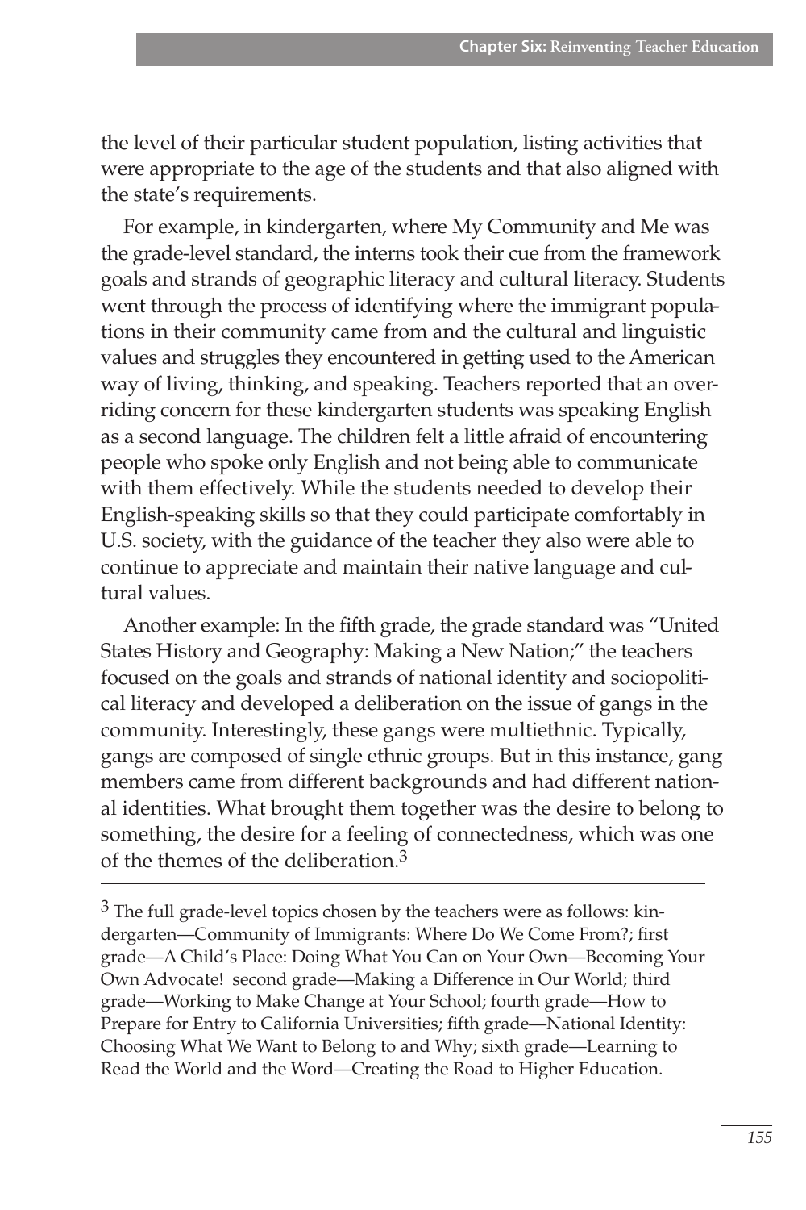the level of their particular student population, listing activities that were appropriate to the age of the students and that also aligned with the state's requirements.

For example, in kindergarten, where My Community and Me was the grade-level standard, the interns took their cue from the framework goals and strands of geographic literacy and cultural literacy. Students went through the process of identifying where the immigrant populations in their community came from and the cultural and linguistic values and struggles they encountered in getting used to the American way of living, thinking, and speaking. Teachers reported that an overriding concern for these kindergarten students was speaking English as a second language. The children felt a little afraid of encountering people who spoke only English and not being able to communicate with them effectively. While the students needed to develop their English-speaking skills so that they could participate comfortably in U.S. society, with the guidance of the teacher they also were able to continue to appreciate and maintain their native language and cultural values.

Another example: In the fifth grade, the grade standard was "United States History and Geography: Making a New Nation;" the teachers focused on the goals and strands of national identity and sociopolitical literacy and developed a deliberation on the issue of gangs in the community. Interestingly, these gangs were multiethnic. Typically, gangs are composed of single ethnic groups. But in this instance, gang members came from different backgrounds and had different national identities. What brought them together was the desire to belong to something, the desire for a feeling of connectedness, which was one of the themes of the deliberation.[3]

---

[3] The full grade-level topics chosen by the teachers were as follows: kindergarten—Community of Immigrants: Where Do We Come From?; first grade—A Child's Place: Doing What You Can on Your Own—Becoming Your Own Advocate! second grade—Making a Difference in Our World; third grade—Working to Make Change at Your School; fourth grade—How to Prepare for Entry to California Universities; fifth grade—National Identity: Choosing What We Want to Belong to and Why; sixth grade—Learning to Read the World and the Word—Creating the Road to Higher Education.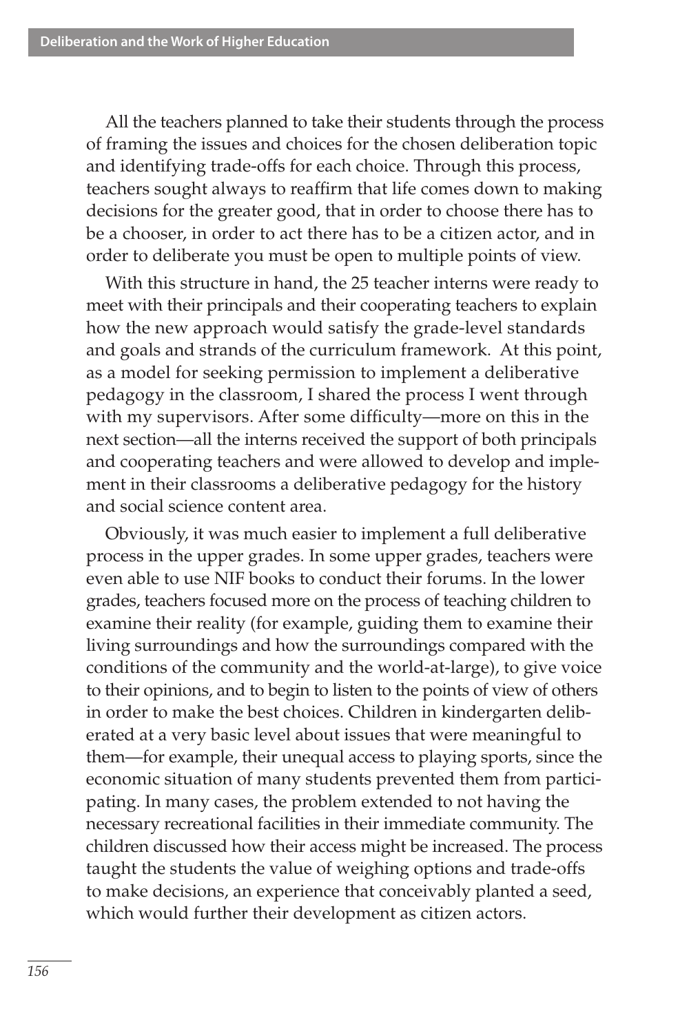All the teachers planned to take their students through the process of framing the issues and choices for the chosen deliberation topic and identifying trade-offs for each choice. Through this process, teachers sought always to reaffirm that life comes down to making decisions for the greater good, that in order to choose there has to be a chooser, in order to act there has to be a citizen actor, and in order to deliberate you must be open to multiple points of view.

With this structure in hand, the 25 teacher interns were ready to meet with their principals and their cooperating teachers to explain how the new approach would satisfy the grade-level standards and goals and strands of the curriculum framework. At this point, as a model for seeking permission to implement a deliberative pedagogy in the classroom, I shared the process I went through with my supervisors. After some difficulty—more on this in the next section—all the interns received the support of both principals and cooperating teachers and were allowed to develop and implement in their classrooms a deliberative pedagogy for the history and social science content area.

Obviously, it was much easier to implement a full deliberative process in the upper grades. In some upper grades, teachers were even able to use NIF books to conduct their forums. In the lower grades, teachers focused more on the process of teaching children to examine their reality (for example, guiding them to examine their living surroundings and how the surroundings compared with the conditions of the community and the world-at-large), to give voice to their opinions, and to begin to listen to the points of view of others in order to make the best choices. Children in kindergarten deliberated at a very basic level about issues that were meaningful to them—for example, their unequal access to playing sports, since the economic situation of many students prevented them from participating. In many cases, the problem extended to not having the necessary recreational facilities in their immediate community. The children discussed how their access might be increased. The process taught the students the value of weighing options and trade-offs to make decisions, an experience that conceivably planted a seed, which would further their development as citizen actors.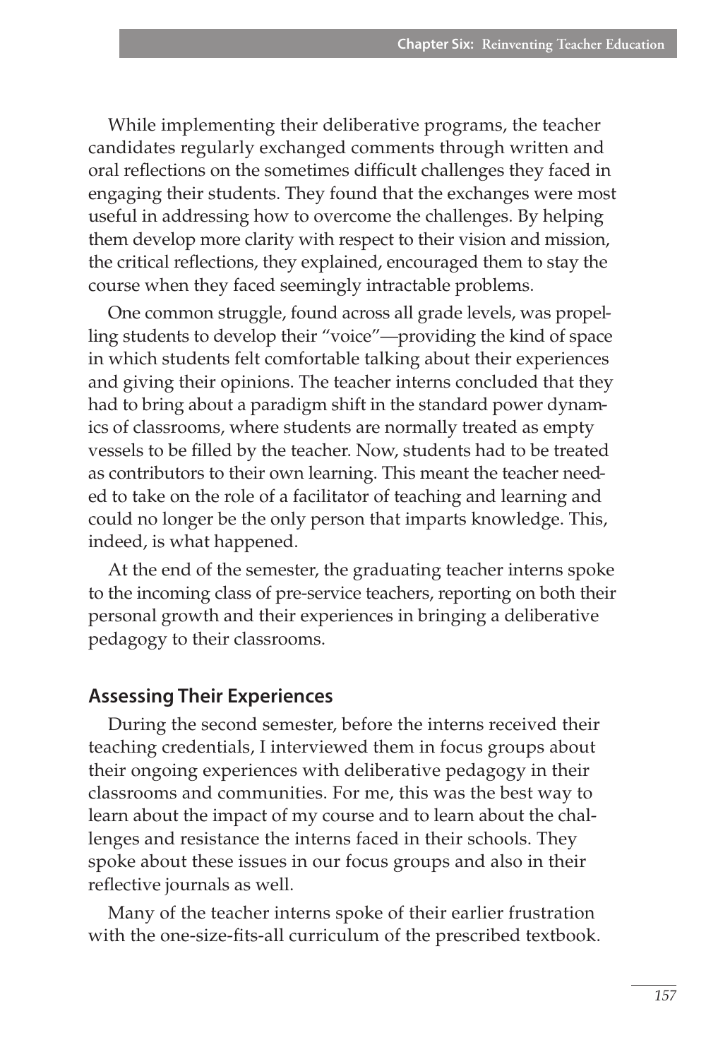While implementing their deliberative programs, the teacher candidates regularly exchanged comments through written and oral reflections on the sometimes difficult challenges they faced in engaging their students. They found that the exchanges were most useful in addressing how to overcome the challenges. By helping them develop more clarity with respect to their vision and mission, the critical reflections, they explained, encouraged them to stay the course when they faced seemingly intractable problems.

One common struggle, found across all grade levels, was propelling students to develop their "voice"—providing the kind of space in which students felt comfortable talking about their experiences and giving their opinions. The teacher interns concluded that they had to bring about a paradigm shift in the standard power dynamics of classrooms, where students are normally treated as empty vessels to be filled by the teacher. Now, students had to be treated as contributors to their own learning. This meant the teacher needed to take on the role of a facilitator of teaching and learning and could no longer be the only person that imparts knowledge. This, indeed, is what happened.

At the end of the semester, the graduating teacher interns spoke to the incoming class of pre-service teachers, reporting on both their personal growth and their experiences in bringing a deliberative pedagogy to their classrooms.

## Assessing Their Experiences

During the second semester, before the interns received their teaching credentials, I interviewed them in focus groups about their ongoing experiences with deliberative pedagogy in their classrooms and communities. For me, this was the best way to learn about the impact of my course and to learn about the challenges and resistance the interns faced in their schools. They spoke about these issues in our focus groups and also in their reflective journals as well.

Many of the teacher interns spoke of their earlier frustration with the one-size-fits-all curriculum of the prescribed textbook.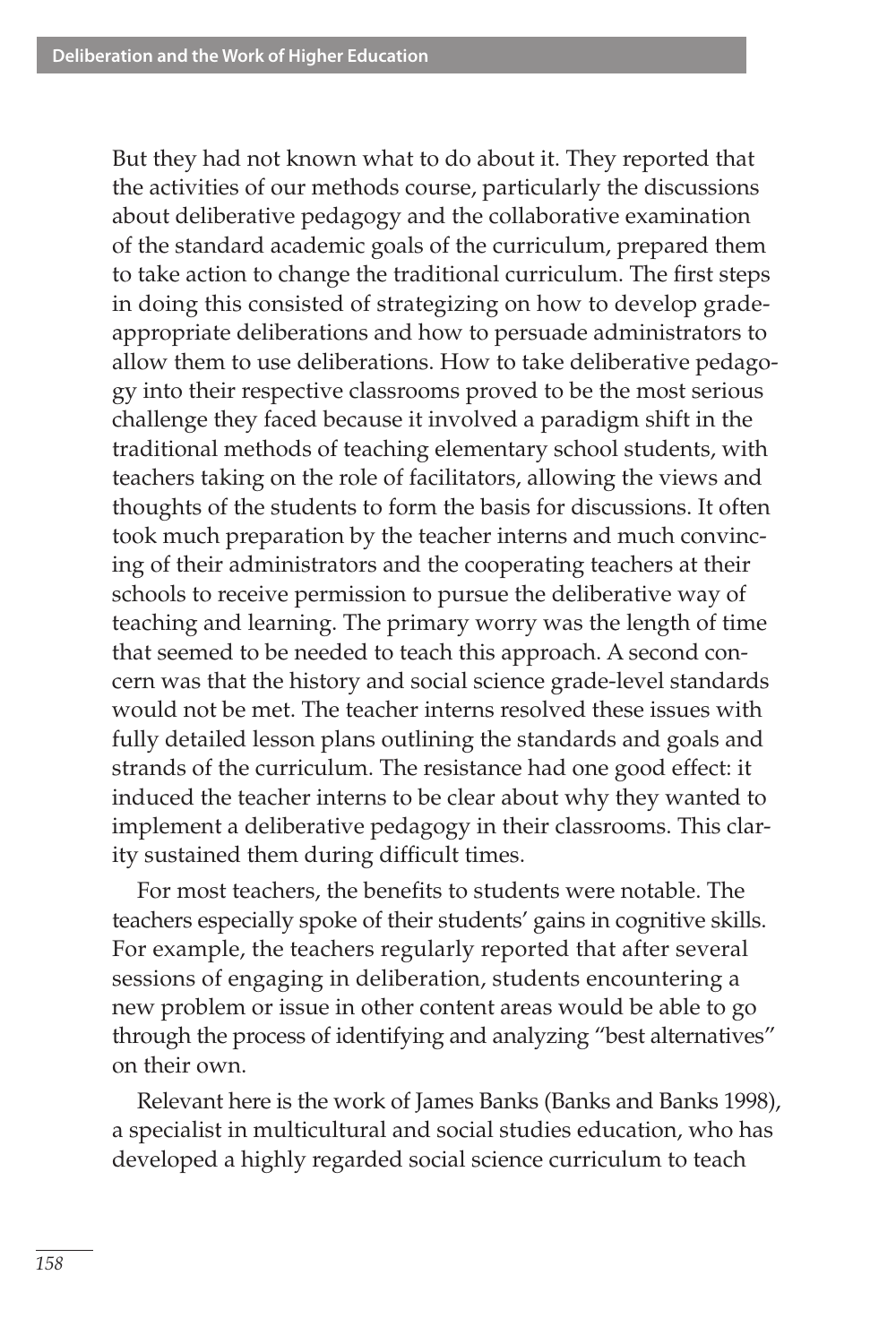But they had not known what to do about it. They reported that the activities of our methods course, particularly the discussions about deliberative pedagogy and the collaborative examination of the standard academic goals of the curriculum, prepared them to take action to change the traditional curriculum. The first steps in doing this consisted of strategizing on how to develop grade-appropriate deliberations and how to persuade administrators to allow them to use deliberations. How to take deliberative pedagogy into their respective classrooms proved to be the most serious challenge they faced because it involved a paradigm shift in the traditional methods of teaching elementary school students, with teachers taking on the role of facilitators, allowing the views and thoughts of the students to form the basis for discussions. It often took much preparation by the teacher interns and much convincing of their administrators and the cooperating teachers at their schools to receive permission to pursue the deliberative way of teaching and learning. The primary worry was the length of time that seemed to be needed to teach this approach. A second concern was that the history and social science grade-level standards would not be met. The teacher interns resolved these issues with fully detailed lesson plans outlining the standards and goals and strands of the curriculum. The resistance had one good effect: it induced the teacher interns to be clear about why they wanted to implement a deliberative pedagogy in their classrooms. This clarity sustained them during difficult times.

For most teachers, the benefits to students were notable. The teachers especially spoke of their students' gains in cognitive skills. For example, the teachers regularly reported that after several sessions of engaging in deliberation, students encountering a new problem or issue in other content areas would be able to go through the process of identifying and analyzing "best alternatives" on their own.

Relevant here is the work of James Banks (Banks and Banks 1998), a specialist in multicultural and social studies education, who has developed a highly regarded social science curriculum to teach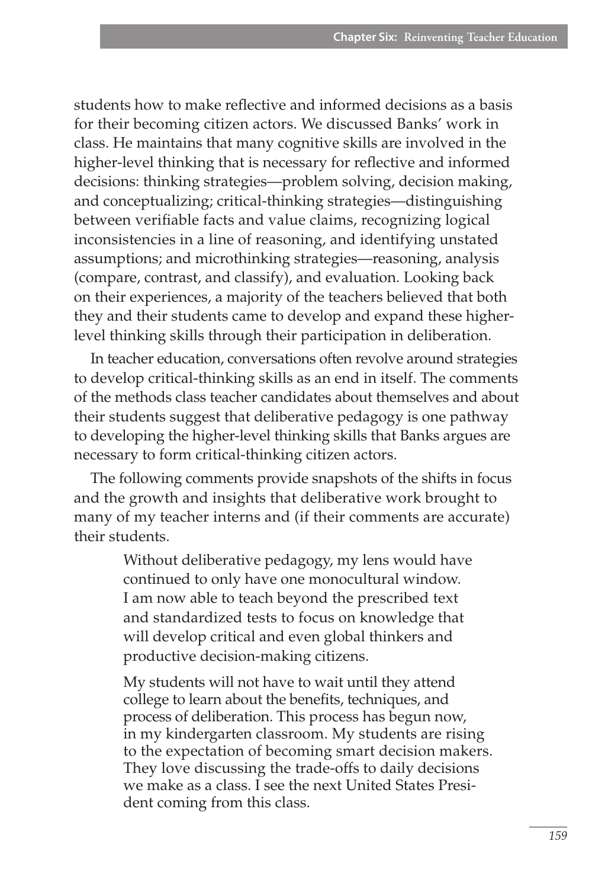students how to make reflective and informed decisions as a basis for their becoming citizen actors. We discussed Banks' work in class. He maintains that many cognitive skills are involved in the higher-level thinking that is necessary for reflective and informed decisions: thinking strategies—problem solving, decision making, and conceptualizing; critical-thinking strategies—distinguishing between verifiable facts and value claims, recognizing logical inconsistencies in a line of reasoning, and identifying unstated assumptions; and microthinking strategies—reasoning, analysis (compare, contrast, and classify), and evaluation. Looking back on their experiences, a majority of the teachers believed that both they and their students came to develop and expand these higher-level thinking skills through their participation in deliberation.

In teacher education, conversations often revolve around strategies to develop critical-thinking skills as an end in itself. The comments of the methods class teacher candidates about themselves and about their students suggest that deliberative pedagogy is one pathway to developing the higher-level thinking skills that Banks argues are necessary to form critical-thinking citizen actors.

The following comments provide snapshots of the shifts in focus and the growth and insights that deliberative work brought to many of my teacher interns and (if their comments are accurate) their students.

> Without deliberative pedagogy, my lens would have continued to only have one monocultural window. I am now able to teach beyond the prescribed text and standardized tests to focus on knowledge that will develop critical and even global thinkers and productive decision-making citizens.
>
> My students will not have to wait until they attend college to learn about the benefits, techniques, and process of deliberation. This process has begun now, in my kindergarten classroom. My students are rising to the expectation of becoming smart decision makers. They love discussing the trade-offs to daily decisions we make as a class. I see the next United States President coming from this class.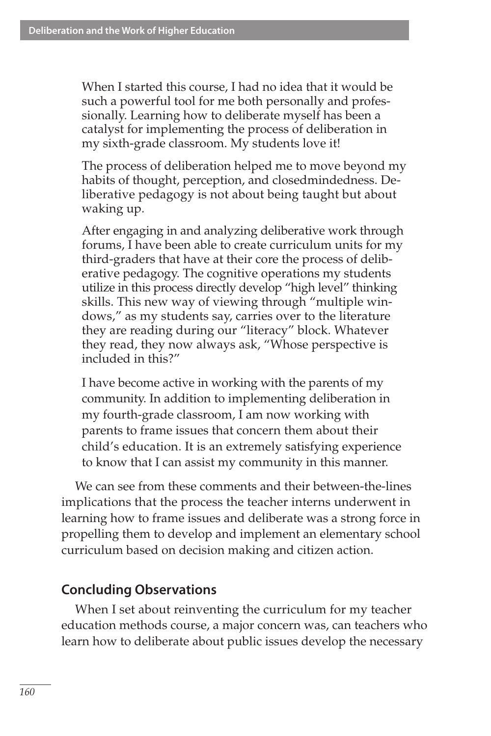> When I started this course, I had no idea that it would be such a powerful tool for me both personally and professionally. Learning how to deliberate myself has been a catalyst for implementing the process of deliberation in my sixth-grade classroom. My students love it!
>
> The process of deliberation helped me to move beyond my habits of thought, perception, and closedmindedness. Deliberative pedagogy is not about being taught but about waking up.
>
> After engaging in and analyzing deliberative work through forums, I have been able to create curriculum units for my third-graders that have at their core the process of deliberative pedagogy. The cognitive operations my students utilize in this process directly develop "high level" thinking skills. This new way of viewing through "multiple windows," as my students say, carries over to the literature they are reading during our "literacy" block. Whatever they read, they now always ask, "Whose perspective is included in this?"
>
> I have become active in working with the parents of my community. In addition to implementing deliberation in my fourth-grade classroom, I am now working with parents to frame issues that concern them about their child's education. It is an extremely satisfying experience to know that I can assist my community in this manner.

We can see from these comments and their between-the-lines implications that the process the teacher interns underwent in learning how to frame issues and deliberate was a strong force in propelling them to develop and implement an elementary school curriculum based on decision making and citizen action.

## Concluding Observations

When I set about reinventing the curriculum for my teacher education methods course, a major concern was, can teachers who learn how to deliberate about public issues develop the necessary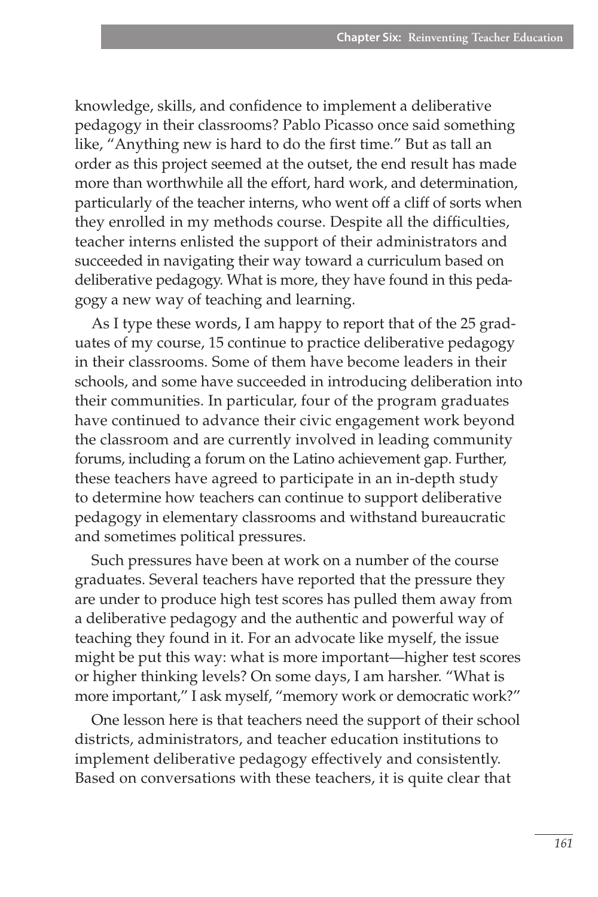knowledge, skills, and confidence to implement a deliberative pedagogy in their classrooms? Pablo Picasso once said something like, "Anything new is hard to do the first time." But as tall an order as this project seemed at the outset, the end result has made more than worthwhile all the effort, hard work, and determination, particularly of the teacher interns, who went off a cliff of sorts when they enrolled in my methods course. Despite all the difficulties, teacher interns enlisted the support of their administrators and succeeded in navigating their way toward a curriculum based on deliberative pedagogy. What is more, they have found in this pedagogy a new way of teaching and learning.

As I type these words, I am happy to report that of the 25 graduates of my course, 15 continue to practice deliberative pedagogy in their classrooms. Some of them have become leaders in their schools, and some have succeeded in introducing deliberation into their communities. In particular, four of the program graduates have continued to advance their civic engagement work beyond the classroom and are currently involved in leading community forums, including a forum on the Latino achievement gap. Further, these teachers have agreed to participate in an in-depth study to determine how teachers can continue to support deliberative pedagogy in elementary classrooms and withstand bureaucratic and sometimes political pressures.

Such pressures have been at work on a number of the course graduates. Several teachers have reported that the pressure they are under to produce high test scores has pulled them away from a deliberative pedagogy and the authentic and powerful way of teaching they found in it. For an advocate like myself, the issue might be put this way: what is more important—higher test scores or higher thinking levels? On some days, I am harsher. "What is more important," I ask myself, "memory work or democratic work?"

One lesson here is that teachers need the support of their school districts, administrators, and teacher education institutions to implement deliberative pedagogy effectively and consistently. Based on conversations with these teachers, it is quite clear that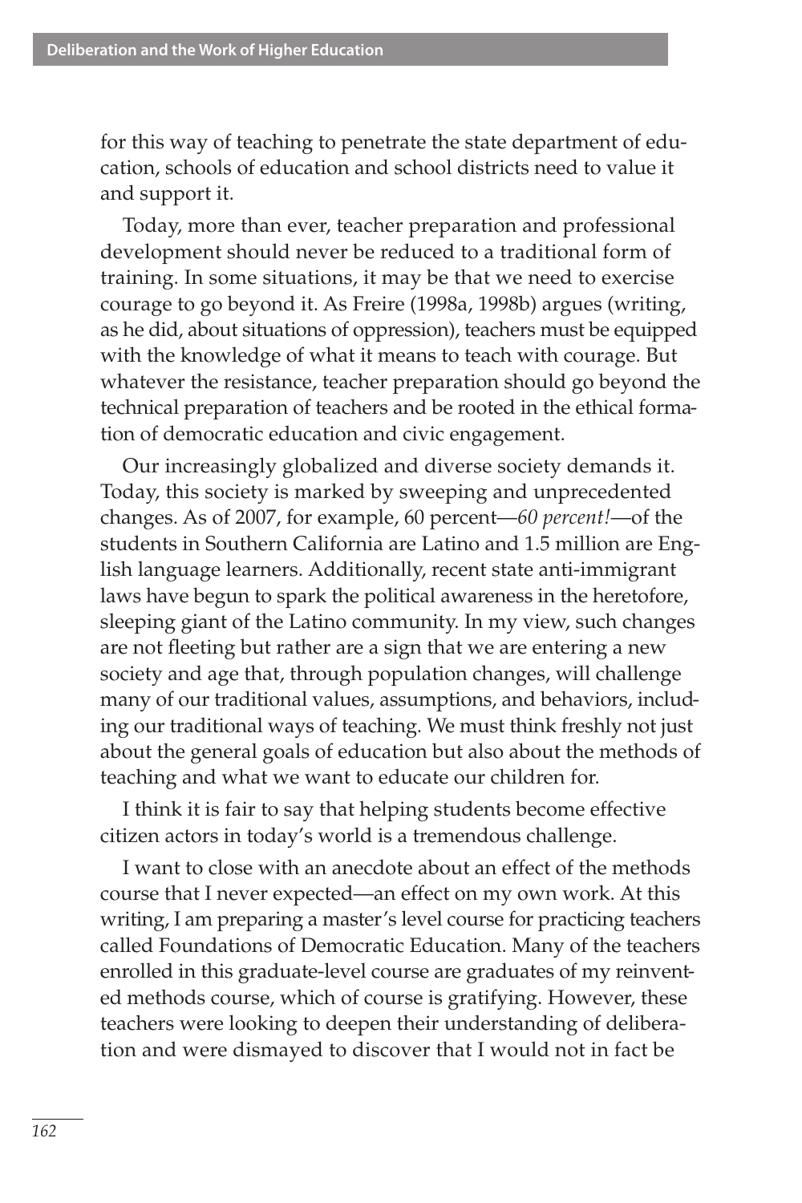for this way of teaching to penetrate the state department of education, schools of education and school districts need to value it and support it.

Today, more than ever, teacher preparation and professional development should never be reduced to a traditional form of training. In some situations, it may be that we need to exercise courage to go beyond it. As Freire (1998a, 1998b) argues (writing, as he did, about situations of oppression), teachers must be equipped with the knowledge of what it means to teach with courage. But whatever the resistance, teacher preparation should go beyond the technical preparation of teachers and be rooted in the ethical formation of democratic education and civic engagement.

Our increasingly globalized and diverse society demands it. Today, this society is marked by sweeping and unprecedented changes. As of 2007, for example, 60 percent—*60 percent!*—of the students in Southern California are Latino and 1.5 million are English language learners. Additionally, recent state anti-immigrant laws have begun to spark the political awareness in the heretofore, sleeping giant of the Latino community. In my view, such changes are not fleeting but rather are a sign that we are entering a new society and age that, through population changes, will challenge many of our traditional values, assumptions, and behaviors, including our traditional ways of teaching. We must think freshly not just about the general goals of education but also about the methods of teaching and what we want to educate our children for.

I think it is fair to say that helping students become effective citizen actors in today's world is a tremendous challenge.

I want to close with an anecdote about an effect of the methods course that I never expected—an effect on my own work. At this writing, I am preparing a master's level course for practicing teachers called Foundations of Democratic Education. Many of the teachers enrolled in this graduate-level course are graduates of my reinvented methods course, which of course is gratifying. However, these teachers were looking to deepen their understanding of deliberation and were dismayed to discover that I would not in fact be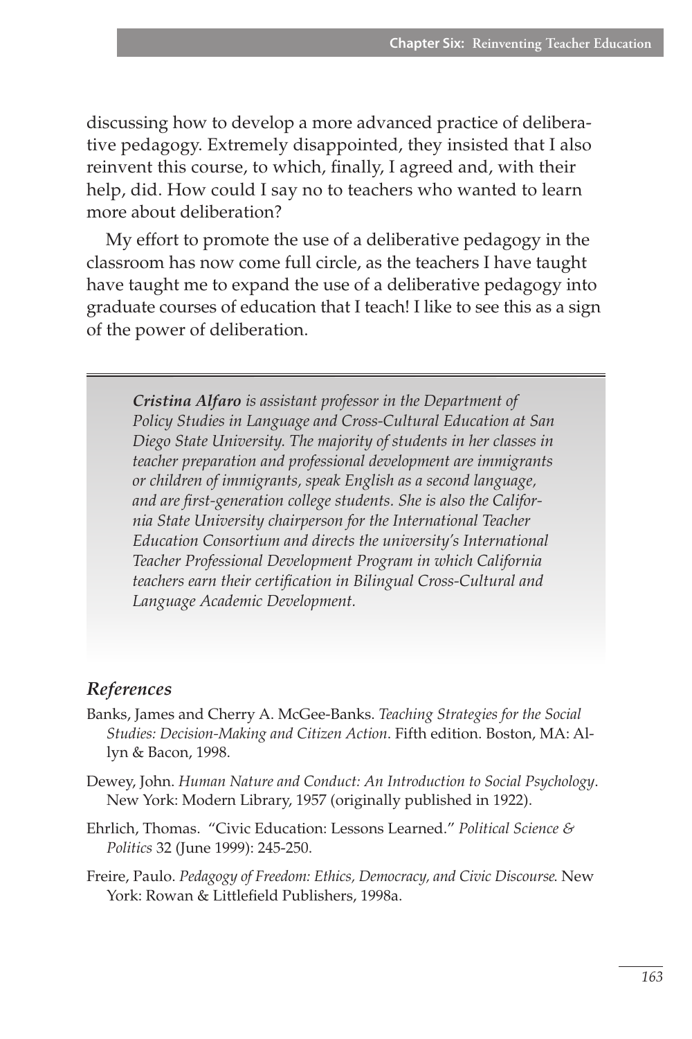discussing how to develop a more advanced practice of deliberative pedagogy. Extremely disappointed, they insisted that I also reinvent this course, to which, finally, I agreed and, with their help, did. How could I say no to teachers who wanted to learn more about deliberation?

My effort to promote the use of a deliberative pedagogy in the classroom has now come full circle, as the teachers I have taught have taught me to expand the use of a deliberative pedagogy into graduate courses of education that I teach! I like to see this as a sign of the power of deliberation.

---

***Cristina Alfaro*** *is assistant professor in the Department of Policy Studies in Language and Cross-Cultural Education at San Diego State University. The majority of students in her classes in teacher preparation and professional development are immigrants or children of immigrants, speak English as a second language, and are first-generation college students. She is also the California State University chairperson for the International Teacher Education Consortium and directs the university's International Teacher Professional Development Program in which California teachers earn their certification in Bilingual Cross-Cultural and Language Academic Development.*

## *References*

Banks, James and Cherry A. McGee-Banks. *Teaching Strategies for the Social Studies: Decision-Making and Citizen Action*. Fifth edition. Boston, MA: Allyn & Bacon, 1998.

Dewey, John. *Human Nature and Conduct: An Introduction to Social Psychology*. New York: Modern Library, 1957 (originally published in 1922).

Ehrlich, Thomas. "Civic Education: Lessons Learned." *Political Science & Politics* 32 (June 1999): 245-250.

Freire, Paulo. *Pedagogy of Freedom: Ethics, Democracy, and Civic Discourse*. New York: Rowan & Littlefield Publishers, 1998a.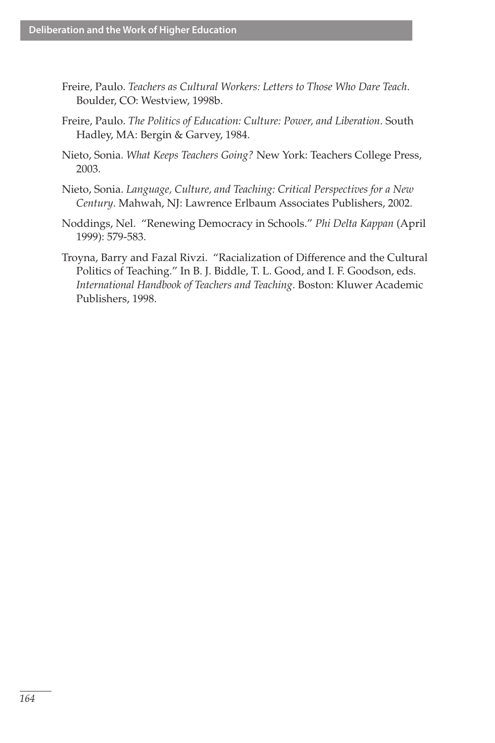Freire, Paulo. *Teachers as Cultural Workers: Letters to Those Who Dare Teach*. Boulder, CO: Westview, 1998b.

Freire, Paulo. *The Politics of Education: Culture: Power, and Liberation*. South Hadley, MA: Bergin & Garvey, 1984.

Nieto, Sonia. *What Keeps Teachers Going?* New York: Teachers College Press, 2003.

Nieto, Sonia. *Language, Culture, and Teaching: Critical Perspectives for a New Century*. Mahwah, NJ: Lawrence Erlbaum Associates Publishers, 2002.

Noddings, Nel. "Renewing Democracy in Schools." *Phi Delta Kappan* (April 1999): 579-583.

Troyna, Barry and Fazal Rivzi. "Racialization of Difference and the Cultural Politics of Teaching." In B. J. Biddle, T. L. Good, and I. F. Goodson, eds. *International Handbook of Teachers and Teaching*. Boston: Kluwer Academic Publishers, 1998.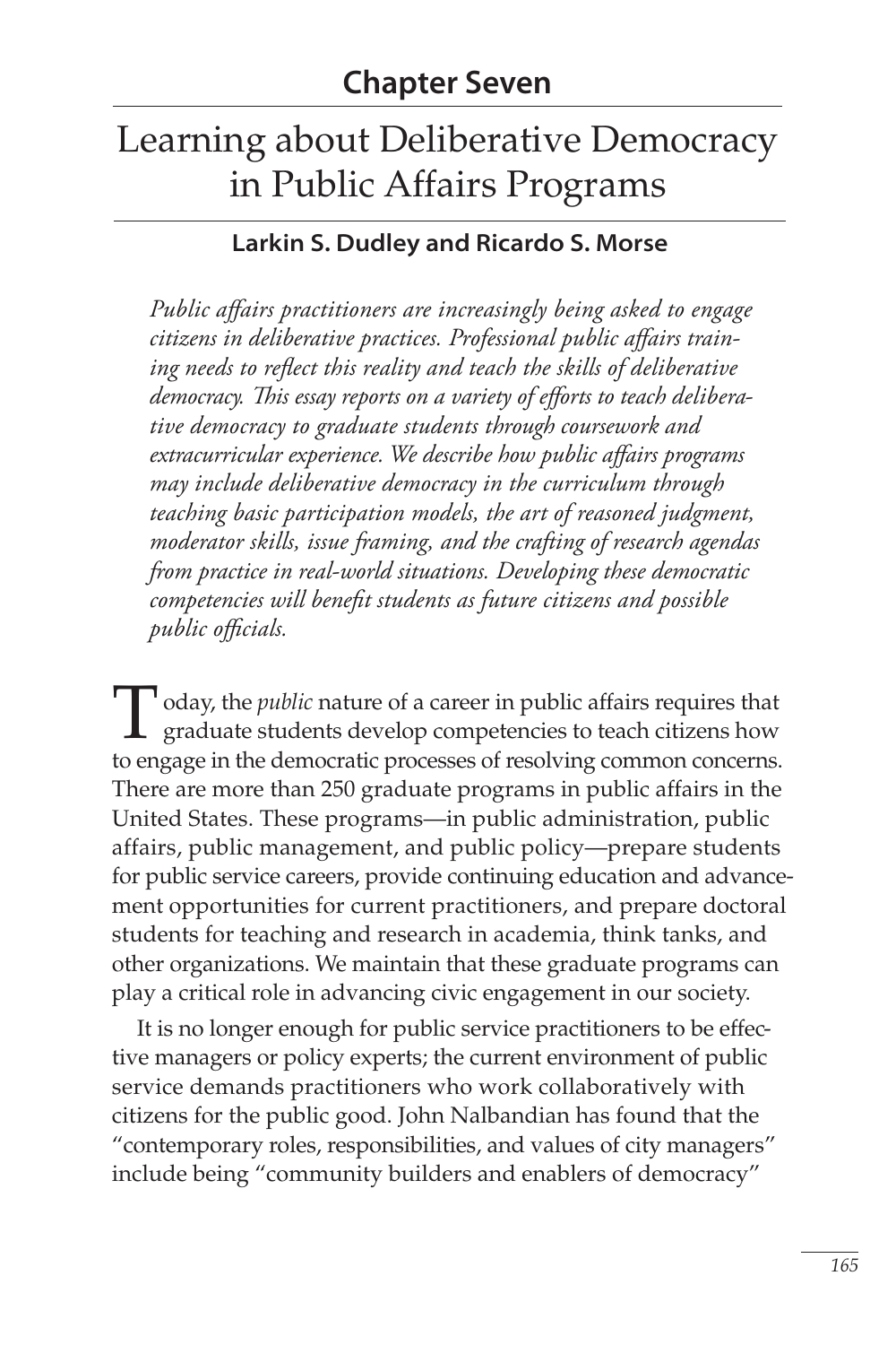## Chapter Seven

# Learning about Deliberative Democracy in Public Affairs Programs

### Larkin S. Dudley and Ricardo S. Morse

*Public affairs practitioners are increasingly being asked to engage citizens in deliberative practices. Professional public affairs training needs to reflect this reality and teach the skills of deliberative democracy. This essay reports on a variety of efforts to teach deliberative democracy to graduate students through coursework and extracurricular experience. We describe how public affairs programs may include deliberative democracy in the curriculum through teaching basic participation models, the art of reasoned judgment, moderator skills, issue framing, and the crafting of research agendas from practice in real-world situations. Developing these democratic competencies will benefit students as future citizens and possible public officials.*

Today, the *public* nature of a career in public affairs requires that graduate students develop competencies to teach citizens how to engage in the democratic processes of resolving common concerns. There are more than 250 graduate programs in public affairs in the United States. These programs—in public administration, public affairs, public management, and public policy—prepare students for public service careers, provide continuing education and advancement opportunities for current practitioners, and prepare doctoral students for teaching and research in academia, think tanks, and other organizations. We maintain that these graduate programs can play a critical role in advancing civic engagement in our society.

It is no longer enough for public service practitioners to be effective managers or policy experts; the current environment of public service demands practitioners who work collaboratively with citizens for the public good. John Nalbandian has found that the "contemporary roles, responsibilities, and values of city managers" include being "community builders and enablers of democracy"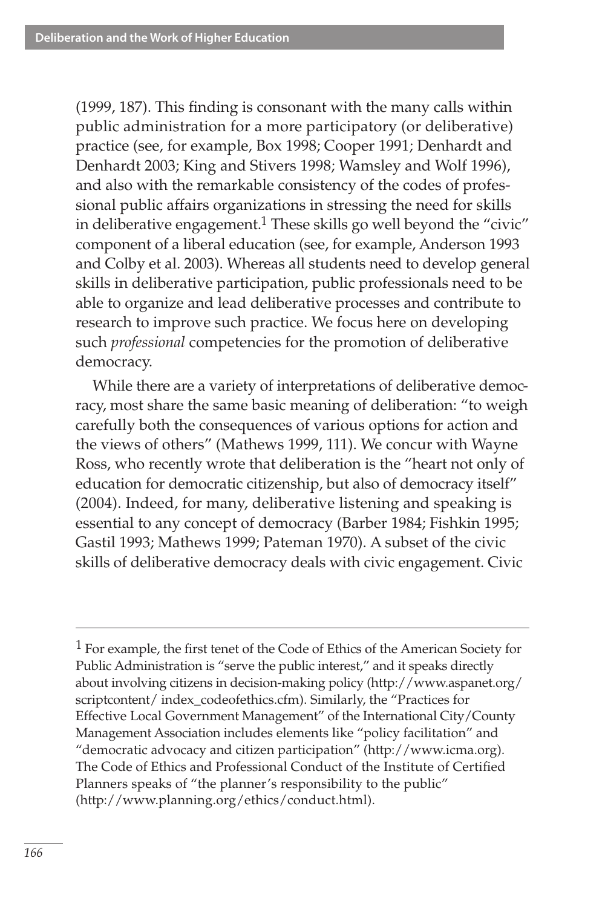(1999, 187). This finding is consonant with the many calls within public administration for a more participatory (or deliberative) practice (see, for example, Box 1998; Cooper 1991; Denhardt and Denhardt 2003; King and Stivers 1998; Wamsley and Wolf 1996), and also with the remarkable consistency of the codes of professional public affairs organizations in stressing the need for skills in deliberative engagement.[1] These skills go well beyond the "civic" component of a liberal education (see, for example, Anderson 1993 and Colby et al. 2003). Whereas all students need to develop general skills in deliberative participation, public professionals need to be able to organize and lead deliberative processes and contribute to research to improve such practice. We focus here on developing such *professional* competencies for the promotion of deliberative democracy.

While there are a variety of interpretations of deliberative democracy, most share the same basic meaning of deliberation: "to weigh carefully both the consequences of various options for action and the views of others" (Mathews 1999, 111). We concur with Wayne Ross, who recently wrote that deliberation is the "heart not only of education for democratic citizenship, but also of democracy itself" (2004). Indeed, for many, deliberative listening and speaking is essential to any concept of democracy (Barber 1984; Fishkin 1995; Gastil 1993; Mathews 1999; Pateman 1970). A subset of the civic skills of deliberative democracy deals with civic engagement. Civic

---

[1] For example, the first tenet of the Code of Ethics of the American Society for Public Administration is "serve the public interest," and it speaks directly about involving citizens in decision-making policy (http://www.aspanet.org/scriptcontent/ index_codeofethics.cfm). Similarly, the "Practices for Effective Local Government Management" of the International City/County Management Association includes elements like "policy facilitation" and "democratic advocacy and citizen participation" (http://www.icma.org). The Code of Ethics and Professional Conduct of the Institute of Certified Planners speaks of "the planner's responsibility to the public" (http://www.planning.org/ethics/conduct.html).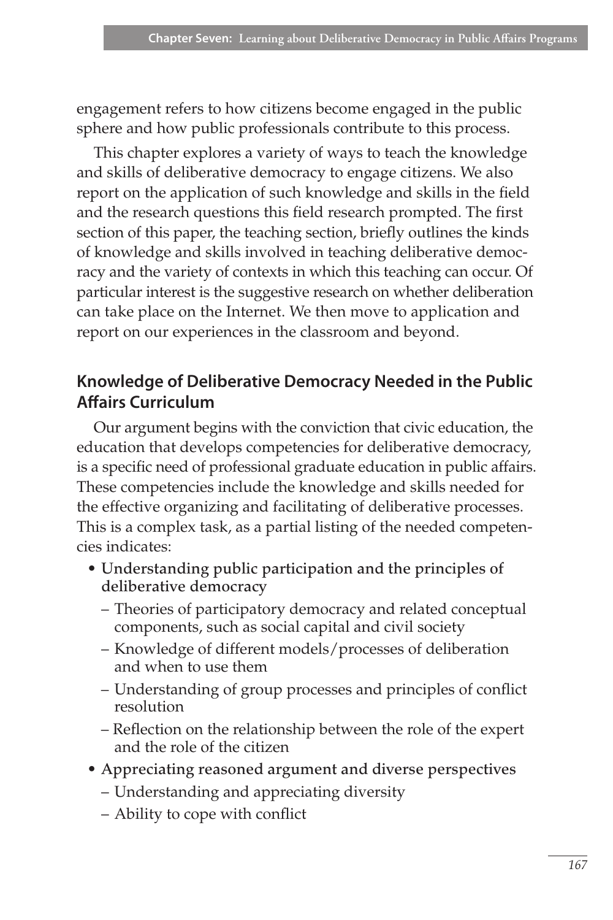engagement refers to how citizens become engaged in the public sphere and how public professionals contribute to this process.

This chapter explores a variety of ways to teach the knowledge and skills of deliberative democracy to engage citizens. We also report on the application of such knowledge and skills in the field and the research questions this field research prompted. The first section of this paper, the teaching section, briefly outlines the kinds of knowledge and skills involved in teaching deliberative democracy and the variety of contexts in which this teaching can occur. Of particular interest is the suggestive research on whether deliberation can take place on the Internet. We then move to application and report on our experiences in the classroom and beyond.

## Knowledge of Deliberative Democracy Needed in the Public Affairs Curriculum

Our argument begins with the conviction that civic education, the education that develops competencies for deliberative democracy, is a specific need of professional graduate education in public affairs. These competencies include the knowledge and skills needed for the effective organizing and facilitating of deliberative processes. This is a complex task, as a partial listing of the needed competencies indicates:

- **Understanding public participation and the principles of deliberative democracy**
  - Theories of participatory democracy and related conceptual components, such as social capital and civil society
  - Knowledge of different models/processes of deliberation and when to use them
  - Understanding of group processes and principles of conflict resolution
  - Reflection on the relationship between the role of the expert and the role of the citizen
- **Appreciating reasoned argument and diverse perspectives**
  - Understanding and appreciating diversity
  - Ability to cope with conflict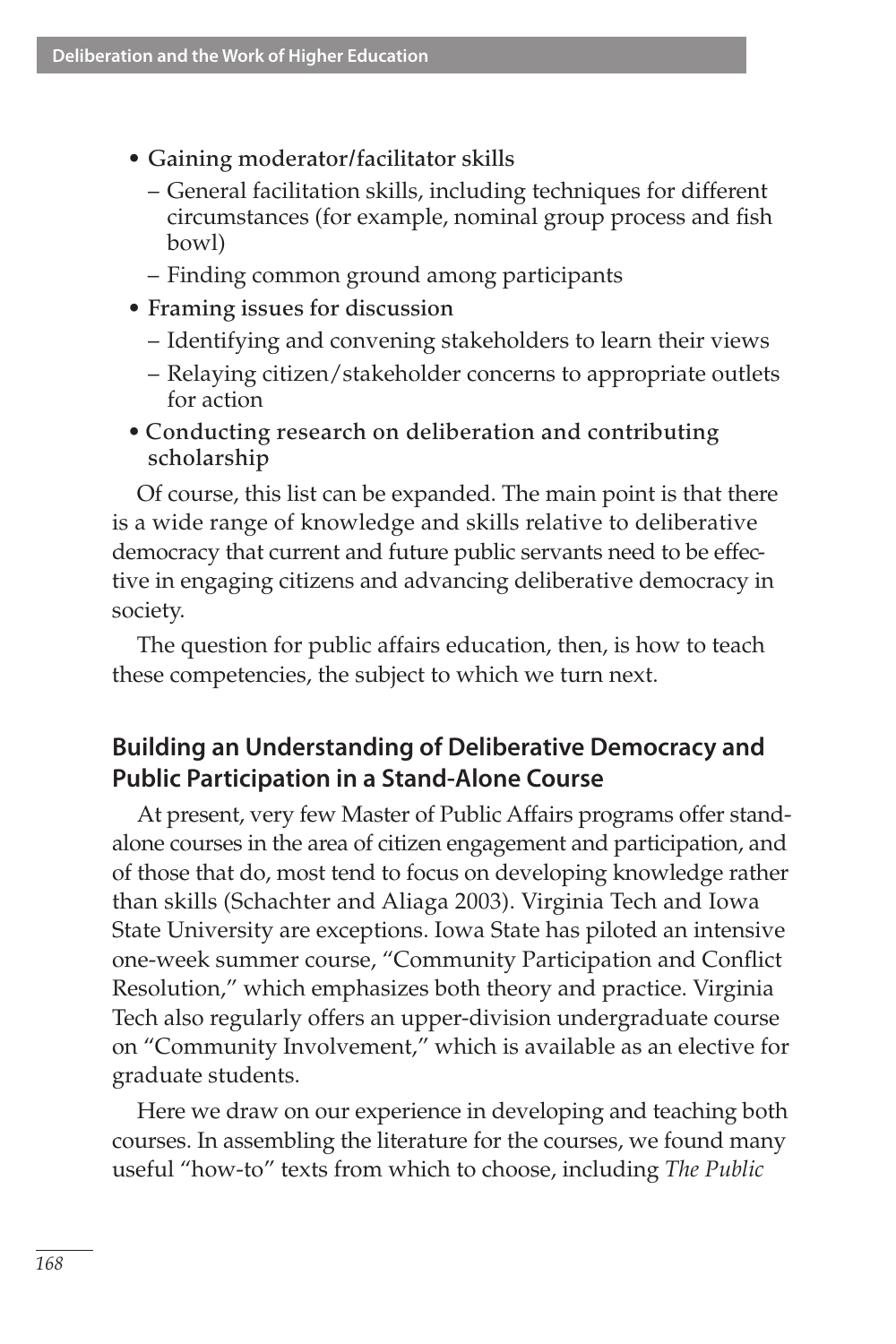- **Gaining moderator/facilitator skills**
  - General facilitation skills, including techniques for different circumstances (for example, nominal group process and fish bowl)
  - Finding common ground among participants
- **Framing issues for discussion**
  - Identifying and convening stakeholders to learn their views
  - Relaying citizen/stakeholder concerns to appropriate outlets for action
- **Conducting research on deliberation and contributing scholarship**

Of course, this list can be expanded. The main point is that there is a wide range of knowledge and skills relative to deliberative democracy that current and future public servants need to be effective in engaging citizens and advancing deliberative democracy in society.

The question for public affairs education, then, is how to teach these competencies, the subject to which we turn next.

## Building an Understanding of Deliberative Democracy and Public Participation in a Stand-Alone Course

At present, very few Master of Public Affairs programs offer stand-alone courses in the area of citizen engagement and participation, and of those that do, most tend to focus on developing knowledge rather than skills (Schachter and Aliaga 2003). Virginia Tech and Iowa State University are exceptions. Iowa State has piloted an intensive one-week summer course, "Community Participation and Conflict Resolution," which emphasizes both theory and practice. Virginia Tech also regularly offers an upper-division undergraduate course on "Community Involvement," which is available as an elective for graduate students.

Here we draw on our experience in developing and teaching both courses. In assembling the literature for the courses, we found many useful "how-to" texts from which to choose, including *The Public*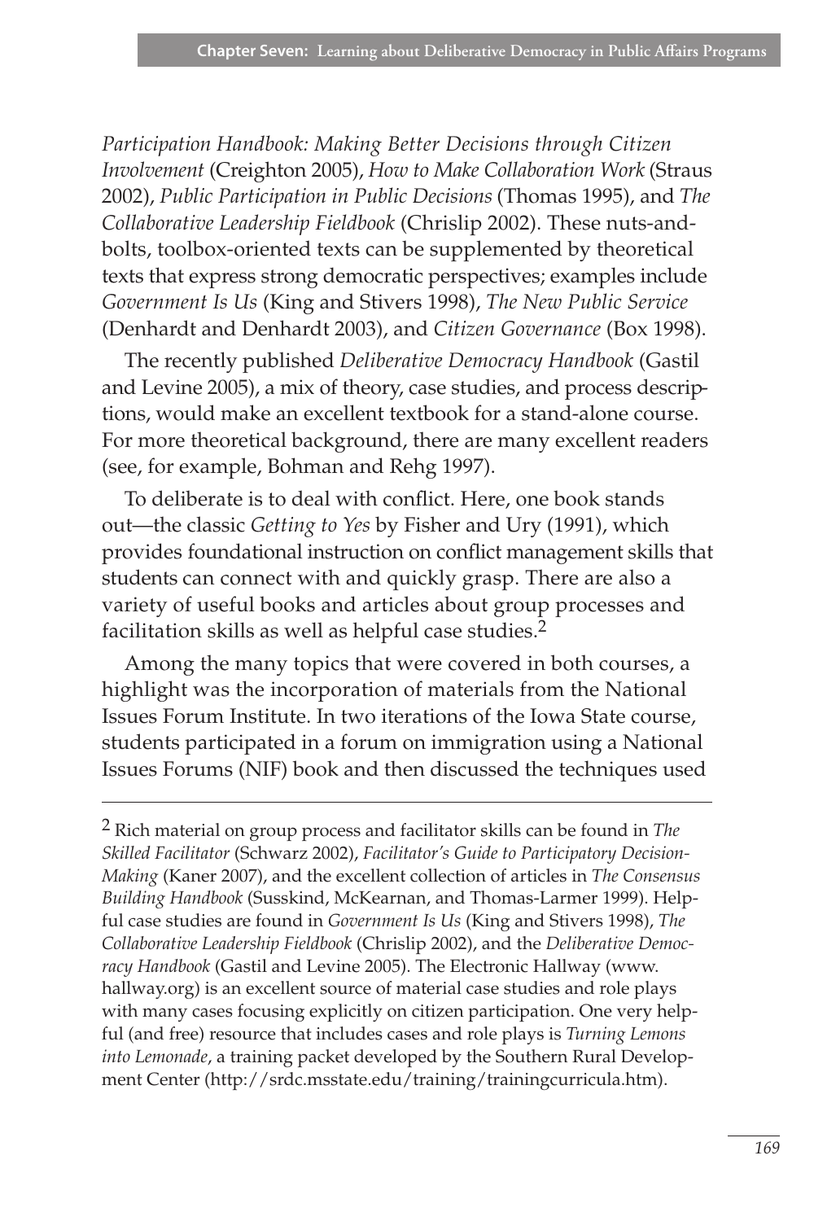*Participation Handbook: Making Better Decisions through Citizen Involvement* (Creighton 2005), *How to Make Collaboration Work* (Straus 2002), *Public Participation in Public Decisions* (Thomas 1995), and *The Collaborative Leadership Fieldbook* (Chrislip 2002). These nuts-and-bolts, toolbox-oriented texts can be supplemented by theoretical texts that express strong democratic perspectives; examples include *Government Is Us* (King and Stivers 1998), *The New Public Service* (Denhardt and Denhardt 2003), and *Citizen Governance* (Box 1998).

The recently published *Deliberative Democracy Handbook* (Gastil and Levine 2005), a mix of theory, case studies, and process descriptions, would make an excellent textbook for a stand-alone course. For more theoretical background, there are many excellent readers (see, for example, Bohman and Rehg 1997).

To deliberate is to deal with conflict. Here, one book stands out—the classic *Getting to Yes* by Fisher and Ury (1991), which provides foundational instruction on conflict management skills that students can connect with and quickly grasp. There are also a variety of useful books and articles about group processes and facilitation skills as well as helpful case studies.[2]

Among the many topics that were covered in both courses, a highlight was the incorporation of materials from the National Issues Forum Institute. In two iterations of the Iowa State course, students participated in a forum on immigration using a National Issues Forums (NIF) book and then discussed the techniques used

---

[2] Rich material on group process and facilitator skills can be found in *The Skilled Facilitator* (Schwarz 2002), *Facilitator's Guide to Participatory Decision-Making* (Kaner 2007), and the excellent collection of articles in *The Consensus Building Handbook* (Susskind, McKearnan, and Thomas-Larmer 1999). Helpful case studies are found in *Government Is Us* (King and Stivers 1998), *The Collaborative Leadership Fieldbook* (Chrislip 2002), and the *Deliberative Democracy Handbook* (Gastil and Levine 2005). The Electronic Hallway (www.hallway.org) is an excellent source of material case studies and role plays with many cases focusing explicitly on citizen participation. One very helpful (and free) resource that includes cases and role plays is *Turning Lemons into Lemonade*, a training packet developed by the Southern Rural Development Center (http://srdc.msstate.edu/training/trainingcurricula.htm).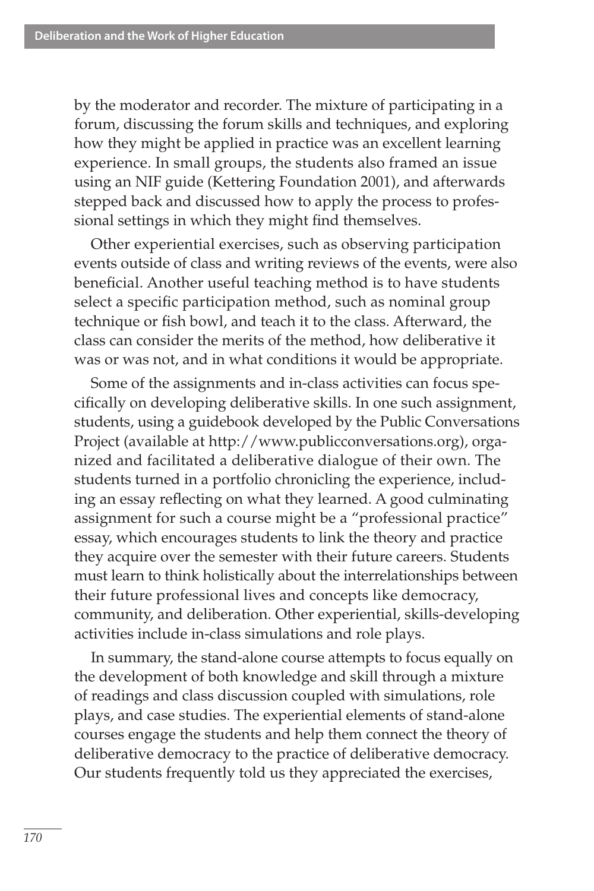by the moderator and recorder. The mixture of participating in a forum, discussing the forum skills and techniques, and exploring how they might be applied in practice was an excellent learning experience. In small groups, the students also framed an issue using an NIF guide (Kettering Foundation 2001), and afterwards stepped back and discussed how to apply the process to professional settings in which they might find themselves.

Other experiential exercises, such as observing participation events outside of class and writing reviews of the events, were also beneficial. Another useful teaching method is to have students select a specific participation method, such as nominal group technique or fish bowl, and teach it to the class. Afterward, the class can consider the merits of the method, how deliberative it was or was not, and in what conditions it would be appropriate.

Some of the assignments and in-class activities can focus specifically on developing deliberative skills. In one such assignment, students, using a guidebook developed by the Public Conversations Project (available at http://www.publicconversations.org), organized and facilitated a deliberative dialogue of their own. The students turned in a portfolio chronicling the experience, including an essay reflecting on what they learned. A good culminating assignment for such a course might be a "professional practice" essay, which encourages students to link the theory and practice they acquire over the semester with their future careers. Students must learn to think holistically about the interrelationships between their future professional lives and concepts like democracy, community, and deliberation. Other experiential, skills-developing activities include in-class simulations and role plays.

In summary, the stand-alone course attempts to focus equally on the development of both knowledge and skill through a mixture of readings and class discussion coupled with simulations, role plays, and case studies. The experiential elements of stand-alone courses engage the students and help them connect the theory of deliberative democracy to the practice of deliberative democracy. Our students frequently told us they appreciated the exercises,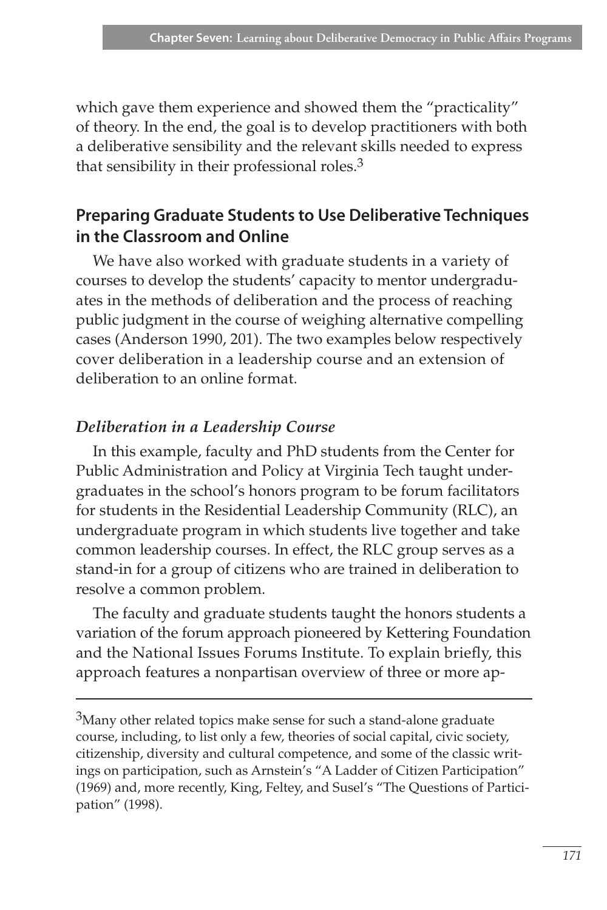which gave them experience and showed them the "practicality" of theory. In the end, the goal is to develop practitioners with both a deliberative sensibility and the relevant skills needed to express that sensibility in their professional roles.[3]

## Preparing Graduate Students to Use Deliberative Techniques in the Classroom and Online

We have also worked with graduate students in a variety of courses to develop the students' capacity to mentor undergraduates in the methods of deliberation and the process of reaching public judgment in the course of weighing alternative compelling cases (Anderson 1990, 201). The two examples below respectively cover deliberation in a leadership course and an extension of deliberation to an online format.

### *Deliberation in a Leadership Course*

In this example, faculty and PhD students from the Center for Public Administration and Policy at Virginia Tech taught undergraduates in the school's honors program to be forum facilitators for students in the Residential Leadership Community (RLC), an undergraduate program in which students live together and take common leadership courses. In effect, the RLC group serves as a stand-in for a group of citizens who are trained in deliberation to resolve a common problem.

The faculty and graduate students taught the honors students a variation of the forum approach pioneered by Kettering Foundation and the National Issues Forums Institute. To explain briefly, this approach features a nonpartisan overview of three or more ap-

---

[3]Many other related topics make sense for such a stand-alone graduate course, including, to list only a few, theories of social capital, civic society, citizenship, diversity and cultural competence, and some of the classic writings on participation, such as Arnstein's "A Ladder of Citizen Participation" (1969) and, more recently, King, Feltey, and Susel's "The Questions of Participation" (1998).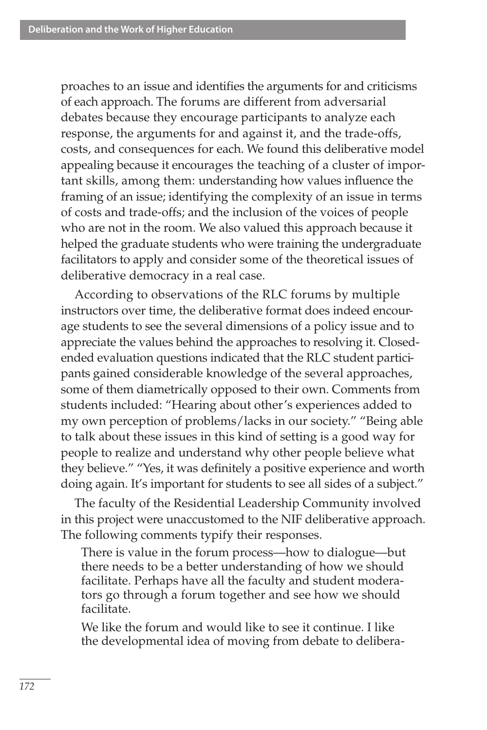proaches to an issue and identifies the arguments for and criticisms of each approach. The forums are different from adversarial debates because they encourage participants to analyze each response, the arguments for and against it, and the trade-offs, costs, and consequences for each. We found this deliberative model appealing because it encourages the teaching of a cluster of important skills, among them: understanding how values influence the framing of an issue; identifying the complexity of an issue in terms of costs and trade-offs; and the inclusion of the voices of people who are not in the room. We also valued this approach because it helped the graduate students who were training the undergraduate facilitators to apply and consider some of the theoretical issues of deliberative democracy in a real case.

According to observations of the RLC forums by multiple instructors over time, the deliberative format does indeed encourage students to see the several dimensions of a policy issue and to appreciate the values behind the approaches to resolving it. Closed-ended evaluation questions indicated that the RLC student participants gained considerable knowledge of the several approaches, some of them diametrically opposed to their own. Comments from students included: "Hearing about other's experiences added to my own perception of problems/lacks in our society." "Being able to talk about these issues in this kind of setting is a good way for people to realize and understand why other people believe what they believe." "Yes, it was definitely a positive experience and worth doing again. It's important for students to see all sides of a subject."

The faculty of the Residential Leadership Community involved in this project were unaccustomed to the NIF deliberative approach. The following comments typify their responses.

> There is value in the forum process—how to dialogue—but there needs to be a better understanding of how we should facilitate. Perhaps have all the faculty and student moderators go through a forum together and see how we should facilitate.
>
> We like the forum and would like to see it continue. I like the developmental idea of moving from debate to delibera-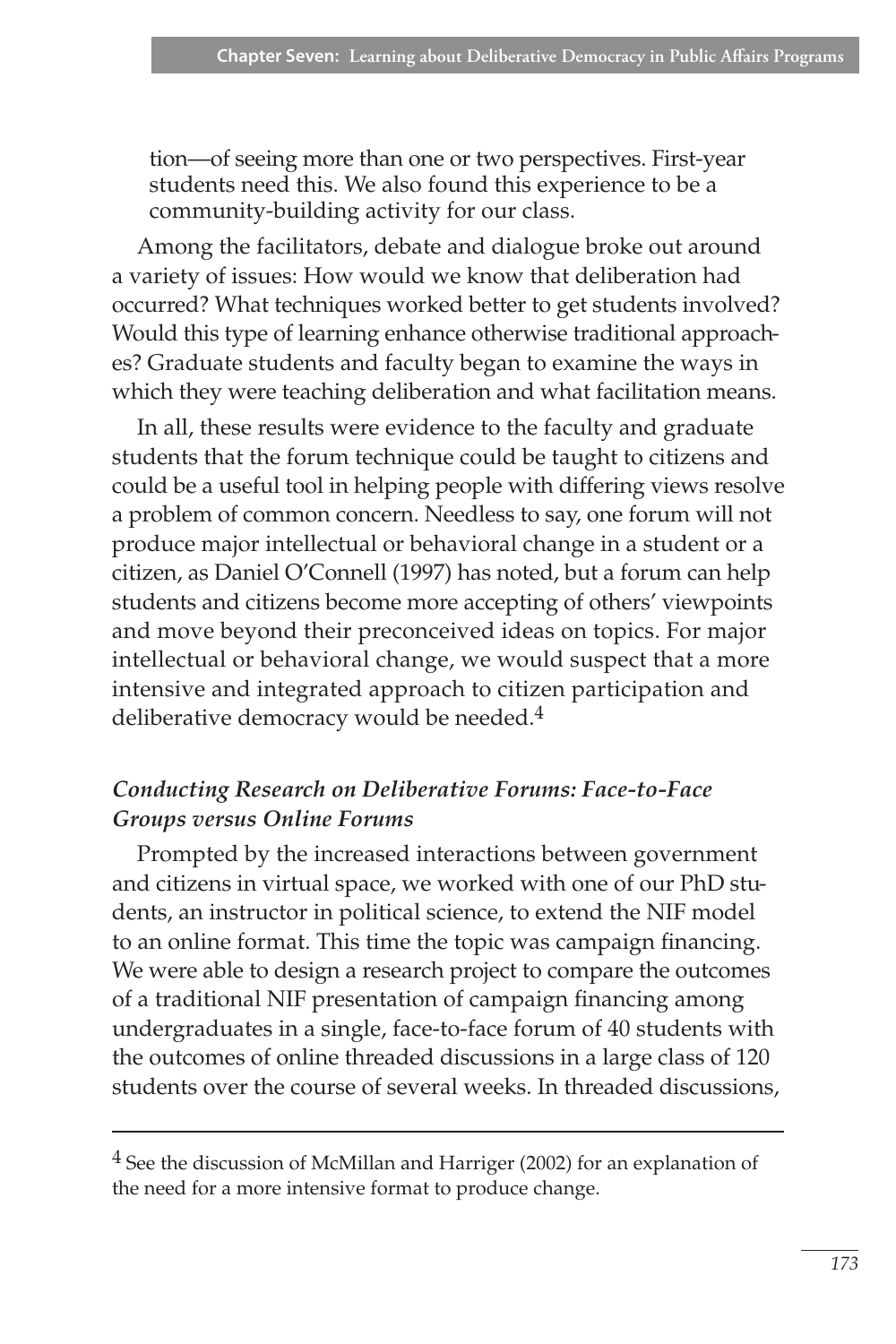tion—of seeing more than one or two perspectives. First-year students need this. We also found this experience to be a community-building activity for our class.

Among the facilitators, debate and dialogue broke out around a variety of issues: How would we know that deliberation had occurred? What techniques worked better to get students involved? Would this type of learning enhance otherwise traditional approaches? Graduate students and faculty began to examine the ways in which they were teaching deliberation and what facilitation means.

In all, these results were evidence to the faculty and graduate students that the forum technique could be taught to citizens and could be a useful tool in helping people with differing views resolve a problem of common concern. Needless to say, one forum will not produce major intellectual or behavioral change in a student or a citizen, as Daniel O'Connell (1997) has noted, but a forum can help students and citizens become more accepting of others' viewpoints and move beyond their preconceived ideas on topics. For major intellectual or behavioral change, we would suspect that a more intensive and integrated approach to citizen participation and deliberative democracy would be needed.[4]

### *Conducting Research on Deliberative Forums: Face-to-Face Groups versus Online Forums*

Prompted by the increased interactions between government and citizens in virtual space, we worked with one of our PhD students, an instructor in political science, to extend the NIF model to an online format. This time the topic was campaign financing. We were able to design a research project to compare the outcomes of a traditional NIF presentation of campaign financing among undergraduates in a single, face-to-face forum of 40 students with the outcomes of online threaded discussions in a large class of 120 students over the course of several weeks. In threaded discussions,

---

[4] See the discussion of McMillan and Harriger (2002) for an explanation of the need for a more intensive format to produce change.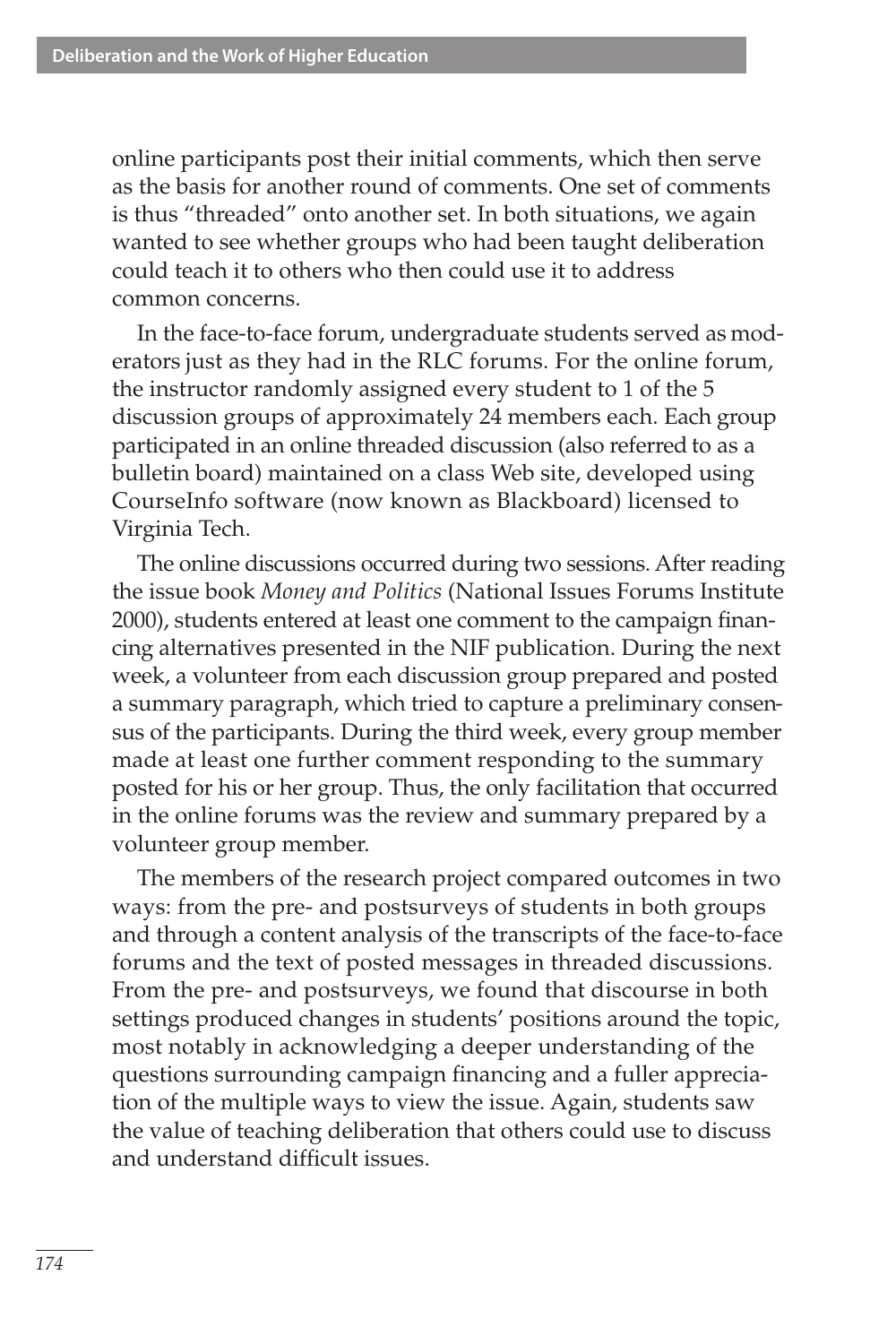online participants post their initial comments, which then serve as the basis for another round of comments. One set of comments is thus "threaded" onto another set. In both situations, we again wanted to see whether groups who had been taught deliberation could teach it to others who then could use it to address common concerns.

In the face-to-face forum, undergraduate students served as moderators just as they had in the RLC forums. For the online forum, the instructor randomly assigned every student to 1 of the 5 discussion groups of approximately 24 members each. Each group participated in an online threaded discussion (also referred to as a bulletin board) maintained on a class Web site, developed using CourseInfo software (now known as Blackboard) licensed to Virginia Tech.

The online discussions occurred during two sessions. After reading the issue book *Money and Politics* (National Issues Forums Institute 2000), students entered at least one comment to the campaign financing alternatives presented in the NIF publication. During the next week, a volunteer from each discussion group prepared and posted a summary paragraph, which tried to capture a preliminary consensus of the participants. During the third week, every group member made at least one further comment responding to the summary posted for his or her group. Thus, the only facilitation that occurred in the online forums was the review and summary prepared by a volunteer group member.

The members of the research project compared outcomes in two ways: from the pre- and postsurveys of students in both groups and through a content analysis of the transcripts of the face-to-face forums and the text of posted messages in threaded discussions. From the pre- and postsurveys, we found that discourse in both settings produced changes in students' positions around the topic, most notably in acknowledging a deeper understanding of the questions surrounding campaign financing and a fuller appreciation of the multiple ways to view the issue. Again, students saw the value of teaching deliberation that others could use to discuss and understand difficult issues.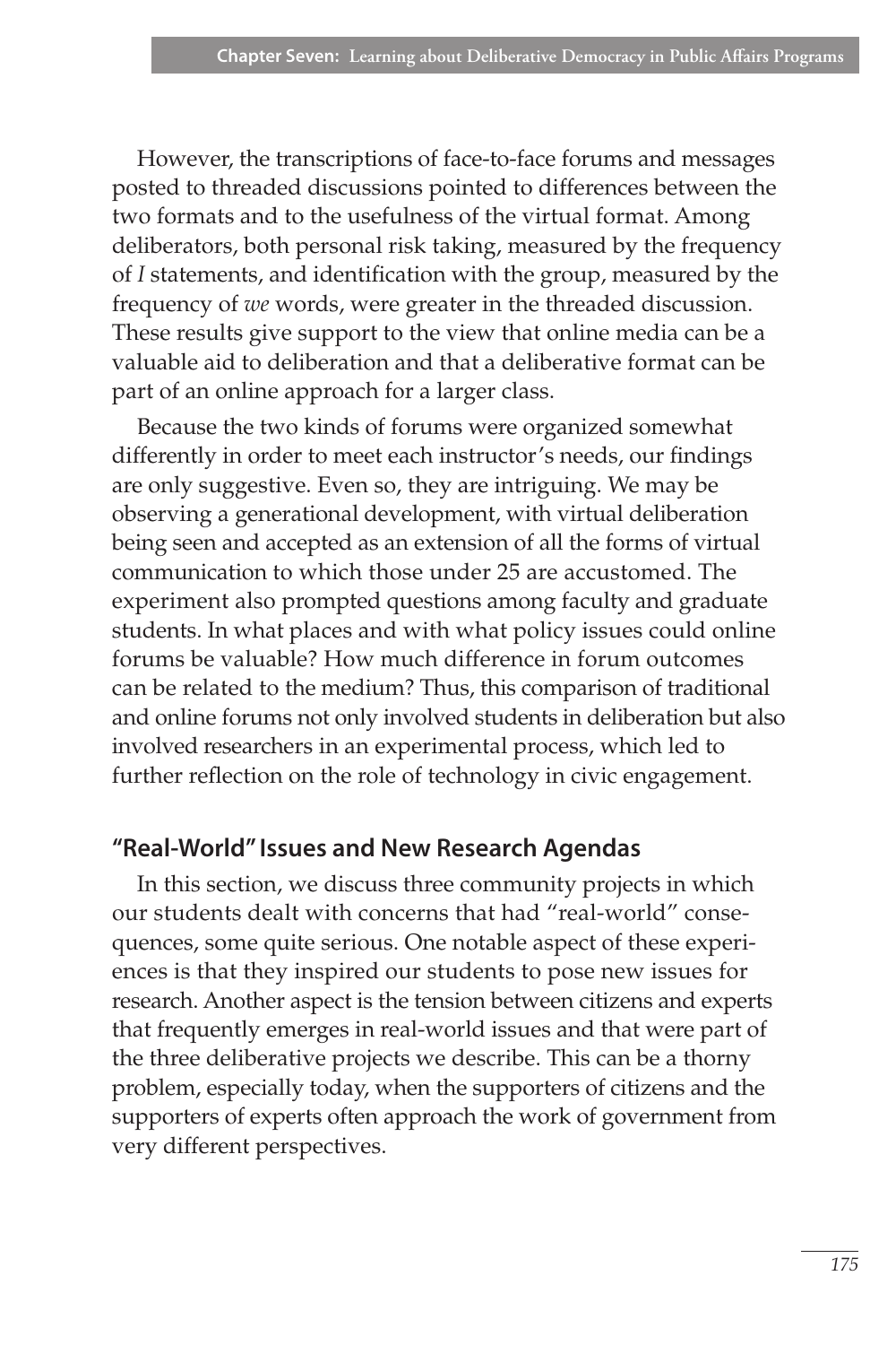However, the transcriptions of face-to-face forums and messages posted to threaded discussions pointed to differences between the two formats and to the usefulness of the virtual format. Among deliberators, both personal risk taking, measured by the frequency of *I* statements, and identification with the group, measured by the frequency of *we* words, were greater in the threaded discussion. These results give support to the view that online media can be a valuable aid to deliberation and that a deliberative format can be part of an online approach for a larger class.

Because the two kinds of forums were organized somewhat differently in order to meet each instructor's needs, our findings are only suggestive. Even so, they are intriguing. We may be observing a generational development, with virtual deliberation being seen and accepted as an extension of all the forms of virtual communication to which those under 25 are accustomed. The experiment also prompted questions among faculty and graduate students. In what places and with what policy issues could online forums be valuable? How much difference in forum outcomes can be related to the medium? Thus, this comparison of traditional and online forums not only involved students in deliberation but also involved researchers in an experimental process, which led to further reflection on the role of technology in civic engagement.

## "Real-World" Issues and New Research Agendas

In this section, we discuss three community projects in which our students dealt with concerns that had "real-world" consequences, some quite serious. One notable aspect of these experiences is that they inspired our students to pose new issues for research. Another aspect is the tension between citizens and experts that frequently emerges in real-world issues and that were part of the three deliberative projects we describe. This can be a thorny problem, especially today, when the supporters of citizens and the supporters of experts often approach the work of government from very different perspectives.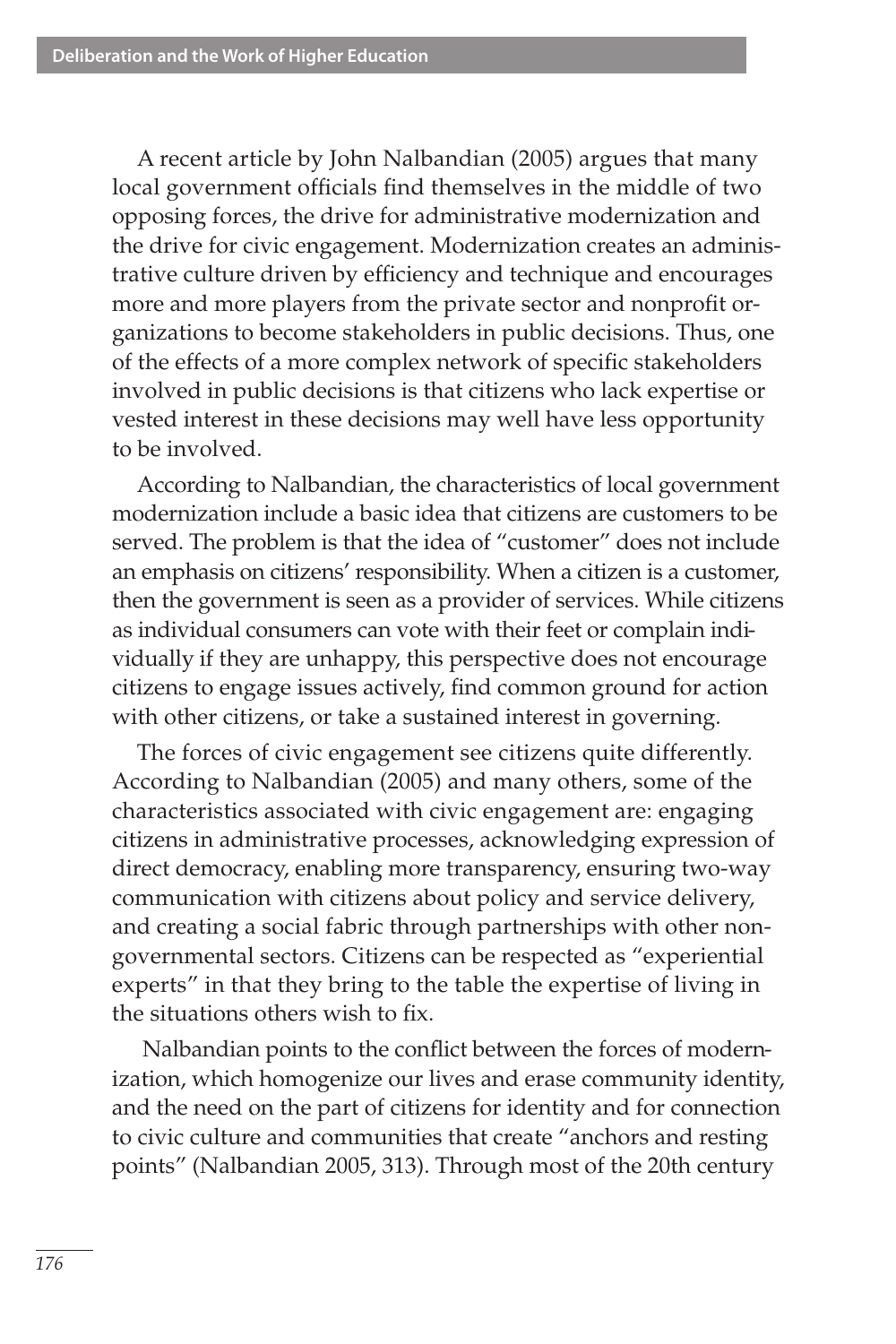A recent article by John Nalbandian (2005) argues that many local government officials find themselves in the middle of two opposing forces, the drive for administrative modernization and the drive for civic engagement. Modernization creates an administrative culture driven by efficiency and technique and encourages more and more players from the private sector and nonprofit organizations to become stakeholders in public decisions. Thus, one of the effects of a more complex network of specific stakeholders involved in public decisions is that citizens who lack expertise or vested interest in these decisions may well have less opportunity to be involved.

According to Nalbandian, the characteristics of local government modernization include a basic idea that citizens are customers to be served. The problem is that the idea of "customer" does not include an emphasis on citizens' responsibility. When a citizen is a customer, then the government is seen as a provider of services. While citizens as individual consumers can vote with their feet or complain individually if they are unhappy, this perspective does not encourage citizens to engage issues actively, find common ground for action with other citizens, or take a sustained interest in governing.

The forces of civic engagement see citizens quite differently. According to Nalbandian (2005) and many others, some of the characteristics associated with civic engagement are: engaging citizens in administrative processes, acknowledging expression of direct democracy, enabling more transparency, ensuring two-way communication with citizens about policy and service delivery, and creating a social fabric through partnerships with other nongovernmental sectors. Citizens can be respected as "experiential experts" in that they bring to the table the expertise of living in the situations others wish to fix.

Nalbandian points to the conflict between the forces of modernization, which homogenize our lives and erase community identity, and the need on the part of citizens for identity and for connection to civic culture and communities that create "anchors and resting points" (Nalbandian 2005, 313). Through most of the 20th century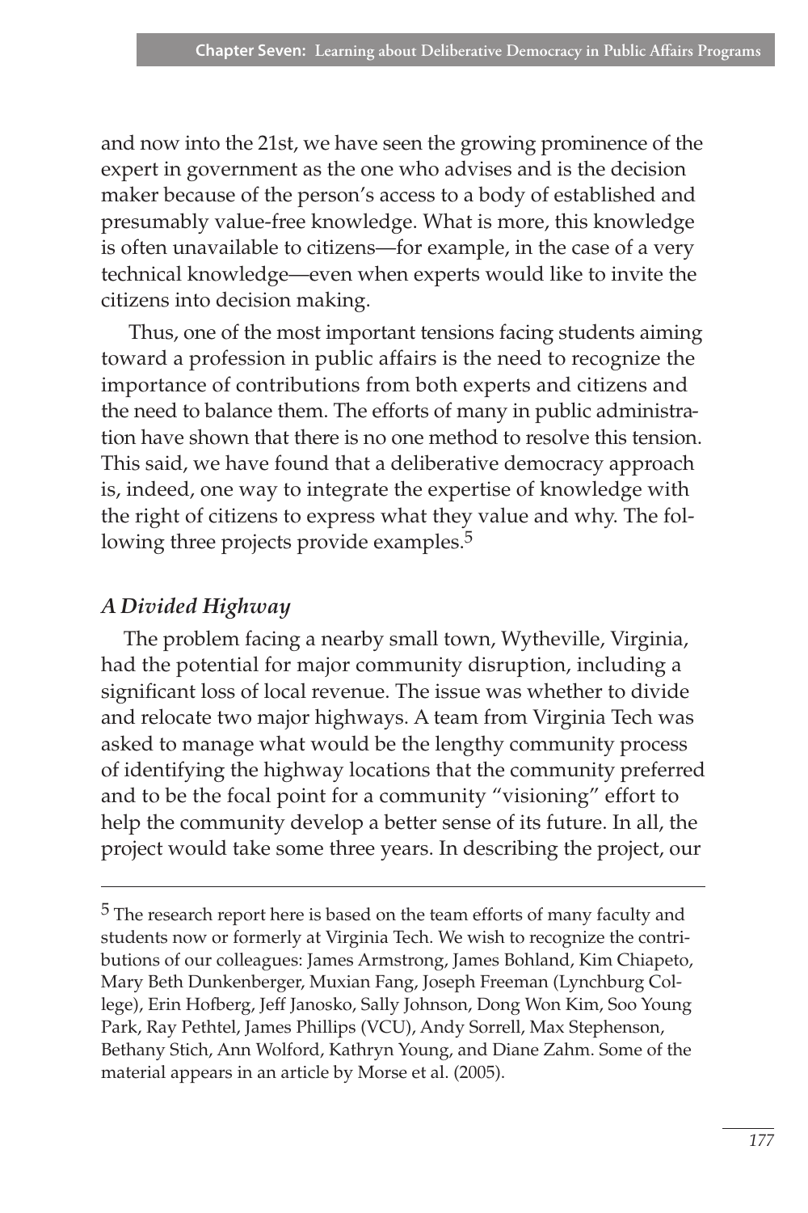and now into the 21st, we have seen the growing prominence of the expert in government as the one who advises and is the decision maker because of the person's access to a body of established and presumably value-free knowledge. What is more, this knowledge is often unavailable to citizens—for example, in the case of a very technical knowledge—even when experts would like to invite the citizens into decision making.

Thus, one of the most important tensions facing students aiming toward a profession in public affairs is the need to recognize the importance of contributions from both experts and citizens and the need to balance them. The efforts of many in public administration have shown that there is no one method to resolve this tension. This said, we have found that a deliberative democracy approach is, indeed, one way to integrate the expertise of knowledge with the right of citizens to express what they value and why. The following three projects provide examples.[5]

### *A Divided Highway*

The problem facing a nearby small town, Wytheville, Virginia, had the potential for major community disruption, including a significant loss of local revenue. The issue was whether to divide and relocate two major highways. A team from Virginia Tech was asked to manage what would be the lengthy community process of identifying the highway locations that the community preferred and to be the focal point for a community "visioning" effort to help the community develop a better sense of its future. In all, the project would take some three years. In describing the project, our

---

[5] The research report here is based on the team efforts of many faculty and students now or formerly at Virginia Tech. We wish to recognize the contributions of our colleagues: James Armstrong, James Bohland, Kim Chiapeto, Mary Beth Dunkenberger, Muxian Fang, Joseph Freeman (Lynchburg College), Erin Hofberg, Jeff Janosko, Sally Johnson, Dong Won Kim, Soo Young Park, Ray Pethtel, James Phillips (VCU), Andy Sorrell, Max Stephenson, Bethany Stich, Ann Wolford, Kathryn Young, and Diane Zahm. Some of the material appears in an article by Morse et al. (2005).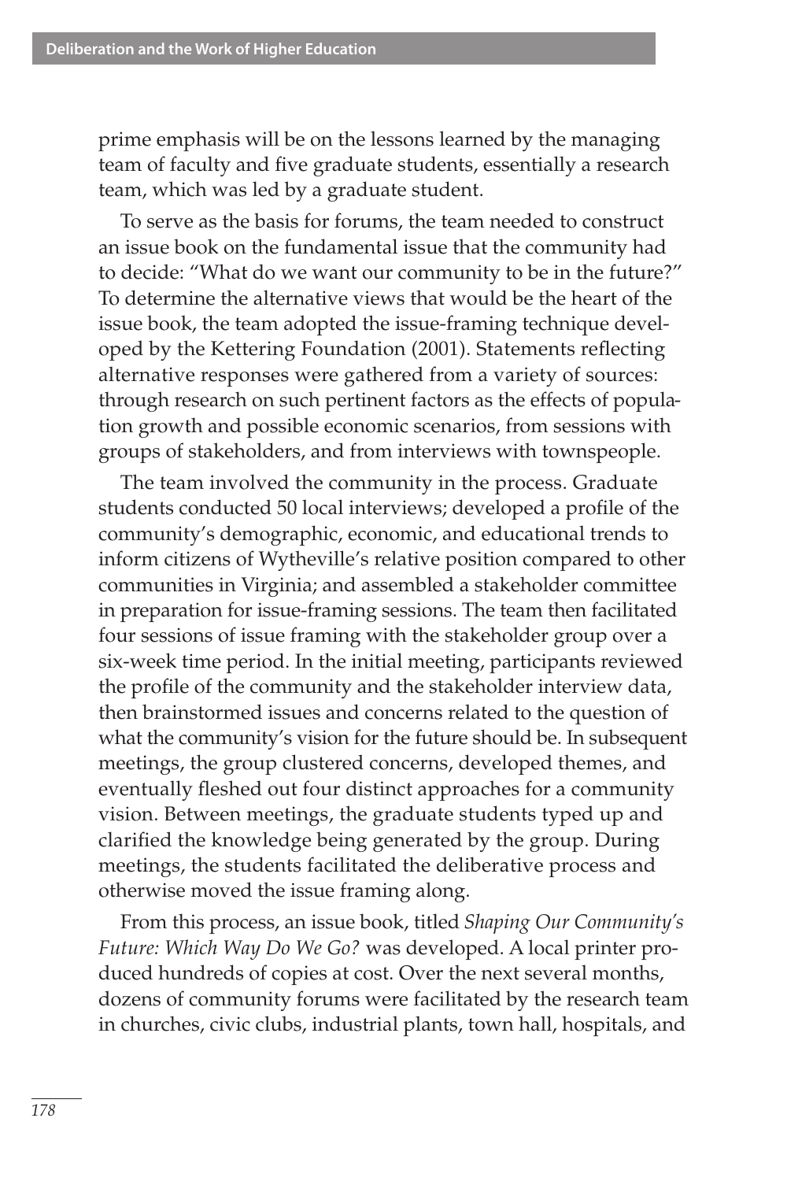prime emphasis will be on the lessons learned by the managing team of faculty and five graduate students, essentially a research team, which was led by a graduate student.

To serve as the basis for forums, the team needed to construct an issue book on the fundamental issue that the community had to decide: "What do we want our community to be in the future?" To determine the alternative views that would be the heart of the issue book, the team adopted the issue-framing technique developed by the Kettering Foundation (2001). Statements reflecting alternative responses were gathered from a variety of sources: through research on such pertinent factors as the effects of population growth and possible economic scenarios, from sessions with groups of stakeholders, and from interviews with townspeople.

The team involved the community in the process. Graduate students conducted 50 local interviews; developed a profile of the community's demographic, economic, and educational trends to inform citizens of Wytheville's relative position compared to other communities in Virginia; and assembled a stakeholder committee in preparation for issue-framing sessions. The team then facilitated four sessions of issue framing with the stakeholder group over a six-week time period. In the initial meeting, participants reviewed the profile of the community and the stakeholder interview data, then brainstormed issues and concerns related to the question of what the community's vision for the future should be. In subsequent meetings, the group clustered concerns, developed themes, and eventually fleshed out four distinct approaches for a community vision. Between meetings, the graduate students typed up and clarified the knowledge being generated by the group. During meetings, the students facilitated the deliberative process and otherwise moved the issue framing along.

From this process, an issue book, titled *Shaping Our Community's Future: Which Way Do We Go?* was developed. A local printer produced hundreds of copies at cost. Over the next several months, dozens of community forums were facilitated by the research team in churches, civic clubs, industrial plants, town hall, hospitals, and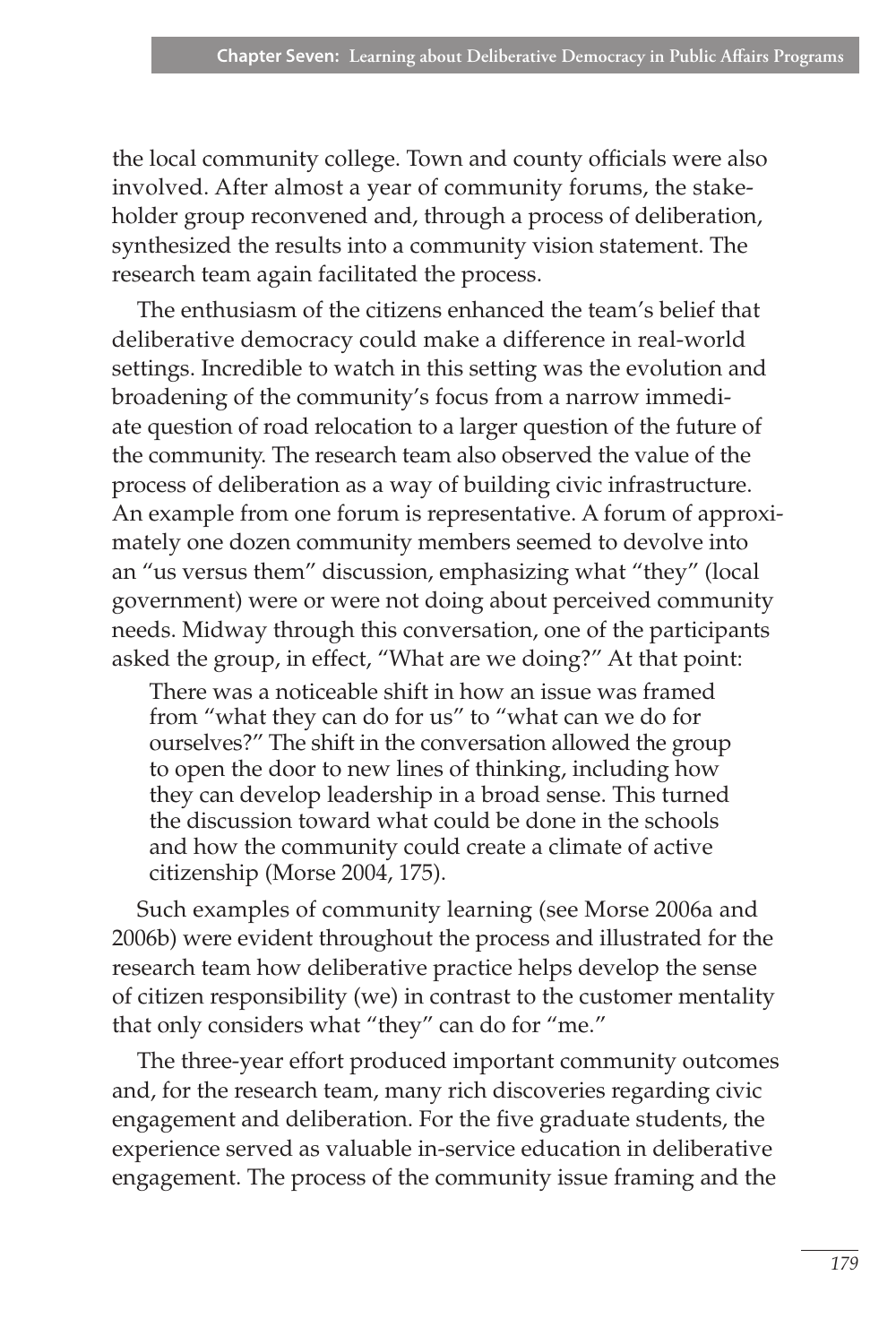the local community college. Town and county officials were also involved. After almost a year of community forums, the stakeholder group reconvened and, through a process of deliberation, synthesized the results into a community vision statement. The research team again facilitated the process.

The enthusiasm of the citizens enhanced the team's belief that deliberative democracy could make a difference in real-world settings. Incredible to watch in this setting was the evolution and broadening of the community's focus from a narrow immediate question of road relocation to a larger question of the future of the community. The research team also observed the value of the process of deliberation as a way of building civic infrastructure. An example from one forum is representative. A forum of approximately one dozen community members seemed to devolve into an "us versus them" discussion, emphasizing what "they" (local government) were or were not doing about perceived community needs. Midway through this conversation, one of the participants asked the group, in effect, "What are we doing?" At that point:

> There was a noticeable shift in how an issue was framed from "what they can do for us" to "what can we do for ourselves?" The shift in the conversation allowed the group to open the door to new lines of thinking, including how they can develop leadership in a broad sense. This turned the discussion toward what could be done in the schools and how the community could create a climate of active citizenship (Morse 2004, 175).

Such examples of community learning (see Morse 2006a and 2006b) were evident throughout the process and illustrated for the research team how deliberative practice helps develop the sense of citizen responsibility (we) in contrast to the customer mentality that only considers what "they" can do for "me."

The three-year effort produced important community outcomes and, for the research team, many rich discoveries regarding civic engagement and deliberation. For the five graduate students, the experience served as valuable in-service education in deliberative engagement. The process of the community issue framing and the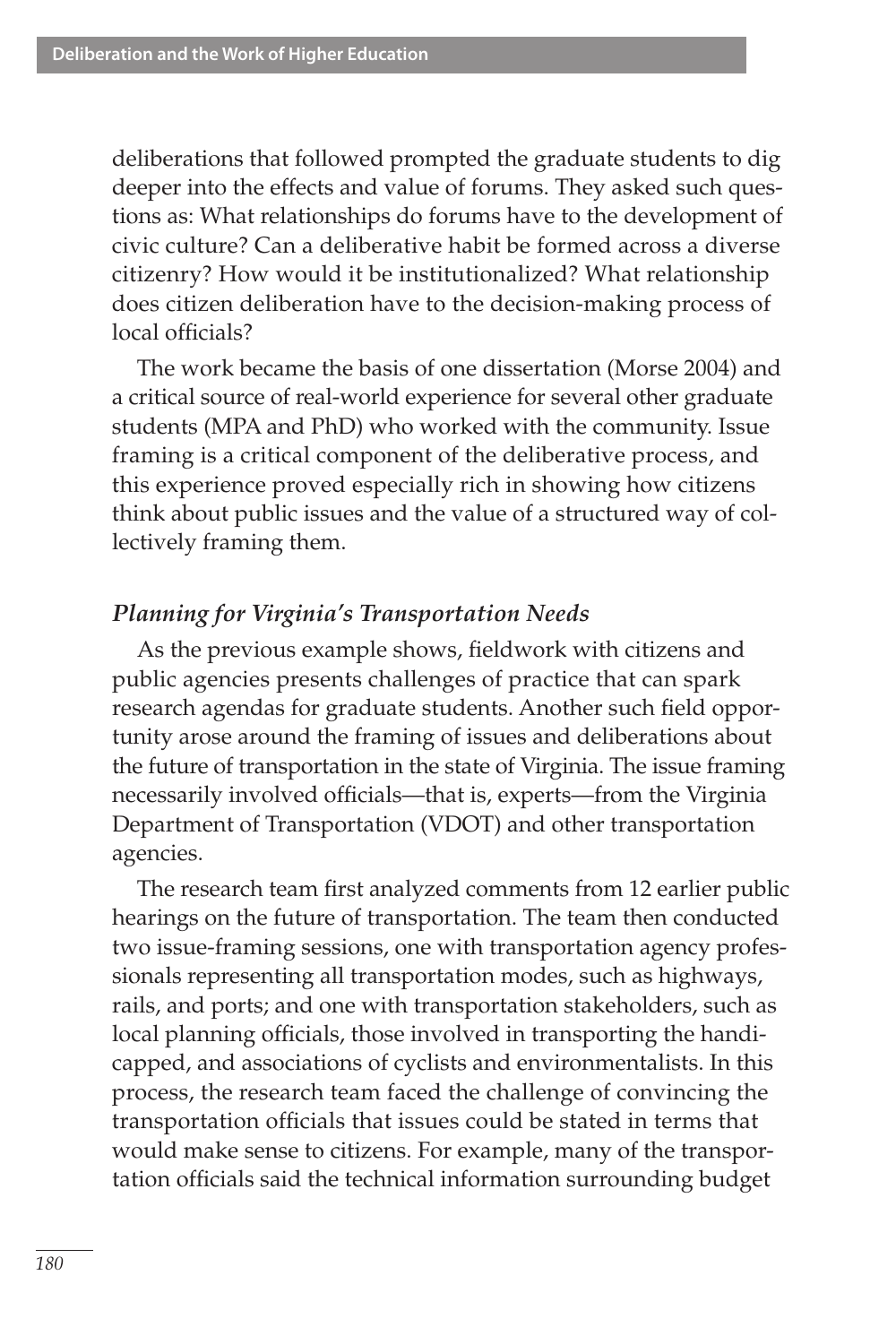deliberations that followed prompted the graduate students to dig deeper into the effects and value of forums. They asked such questions as: What relationships do forums have to the development of civic culture? Can a deliberative habit be formed across a diverse citizenry? How would it be institutionalized? What relationship does citizen deliberation have to the decision-making process of local officials?

The work became the basis of one dissertation (Morse 2004) and a critical source of real-world experience for several other graduate students (MPA and PhD) who worked with the community. Issue framing is a critical component of the deliberative process, and this experience proved especially rich in showing how citizens think about public issues and the value of a structured way of collectively framing them.

### *Planning for Virginia's Transportation Needs*

As the previous example shows, fieldwork with citizens and public agencies presents challenges of practice that can spark research agendas for graduate students. Another such field opportunity arose around the framing of issues and deliberations about the future of transportation in the state of Virginia. The issue framing necessarily involved officials—that is, experts—from the Virginia Department of Transportation (VDOT) and other transportation agencies.

The research team first analyzed comments from 12 earlier public hearings on the future of transportation. The team then conducted two issue-framing sessions, one with transportation agency professionals representing all transportation modes, such as highways, rails, and ports; and one with transportation stakeholders, such as local planning officials, those involved in transporting the handicapped, and associations of cyclists and environmentalists. In this process, the research team faced the challenge of convincing the transportation officials that issues could be stated in terms that would make sense to citizens. For example, many of the transportation officials said the technical information surrounding budget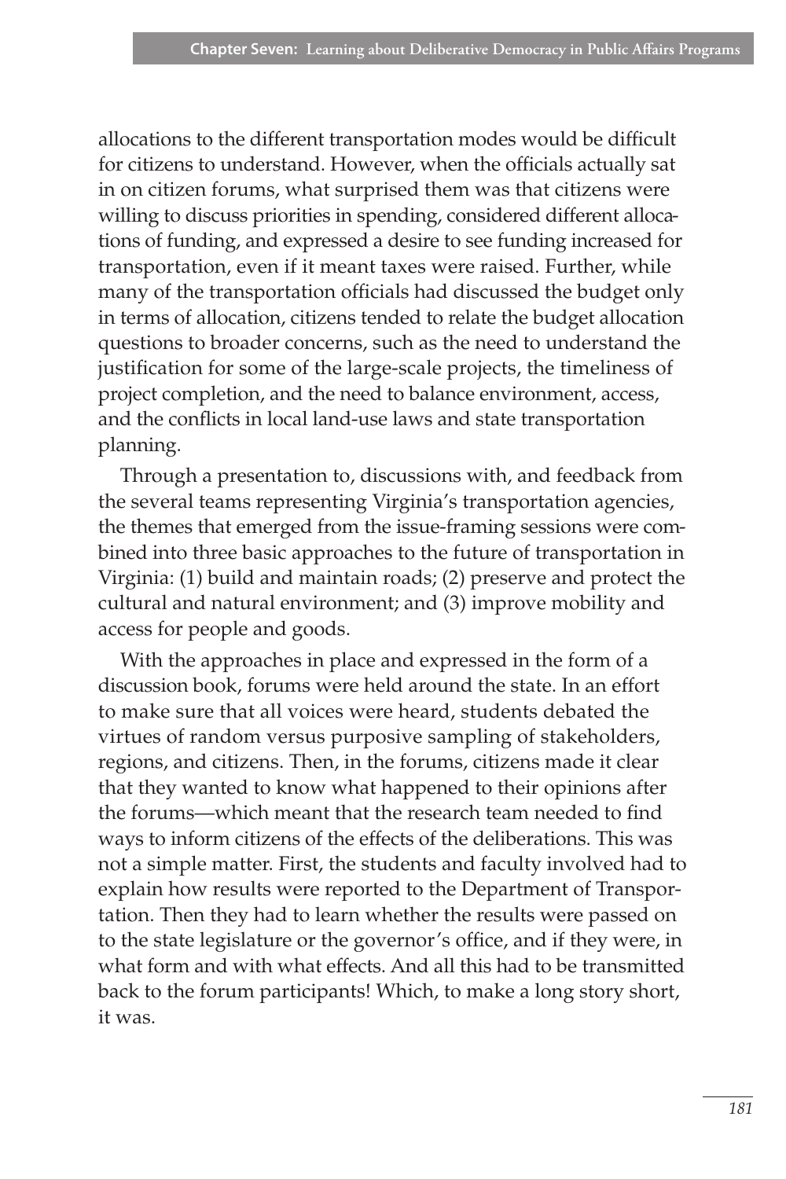allocations to the different transportation modes would be difficult for citizens to understand. However, when the officials actually sat in on citizen forums, what surprised them was that citizens were willing to discuss priorities in spending, considered different allocations of funding, and expressed a desire to see funding increased for transportation, even if it meant taxes were raised. Further, while many of the transportation officials had discussed the budget only in terms of allocation, citizens tended to relate the budget allocation questions to broader concerns, such as the need to understand the justification for some of the large-scale projects, the timeliness of project completion, and the need to balance environment, access, and the conflicts in local land-use laws and state transportation planning.

Through a presentation to, discussions with, and feedback from the several teams representing Virginia's transportation agencies, the themes that emerged from the issue-framing sessions were combined into three basic approaches to the future of transportation in Virginia: (1) build and maintain roads; (2) preserve and protect the cultural and natural environment; and (3) improve mobility and access for people and goods.

With the approaches in place and expressed in the form of a discussion book, forums were held around the state. In an effort to make sure that all voices were heard, students debated the virtues of random versus purposive sampling of stakeholders, regions, and citizens. Then, in the forums, citizens made it clear that they wanted to know what happened to their opinions after the forums—which meant that the research team needed to find ways to inform citizens of the effects of the deliberations. This was not a simple matter. First, the students and faculty involved had to explain how results were reported to the Department of Transportation. Then they had to learn whether the results were passed on to the state legislature or the governor's office, and if they were, in what form and with what effects. And all this had to be transmitted back to the forum participants! Which, to make a long story short, it was.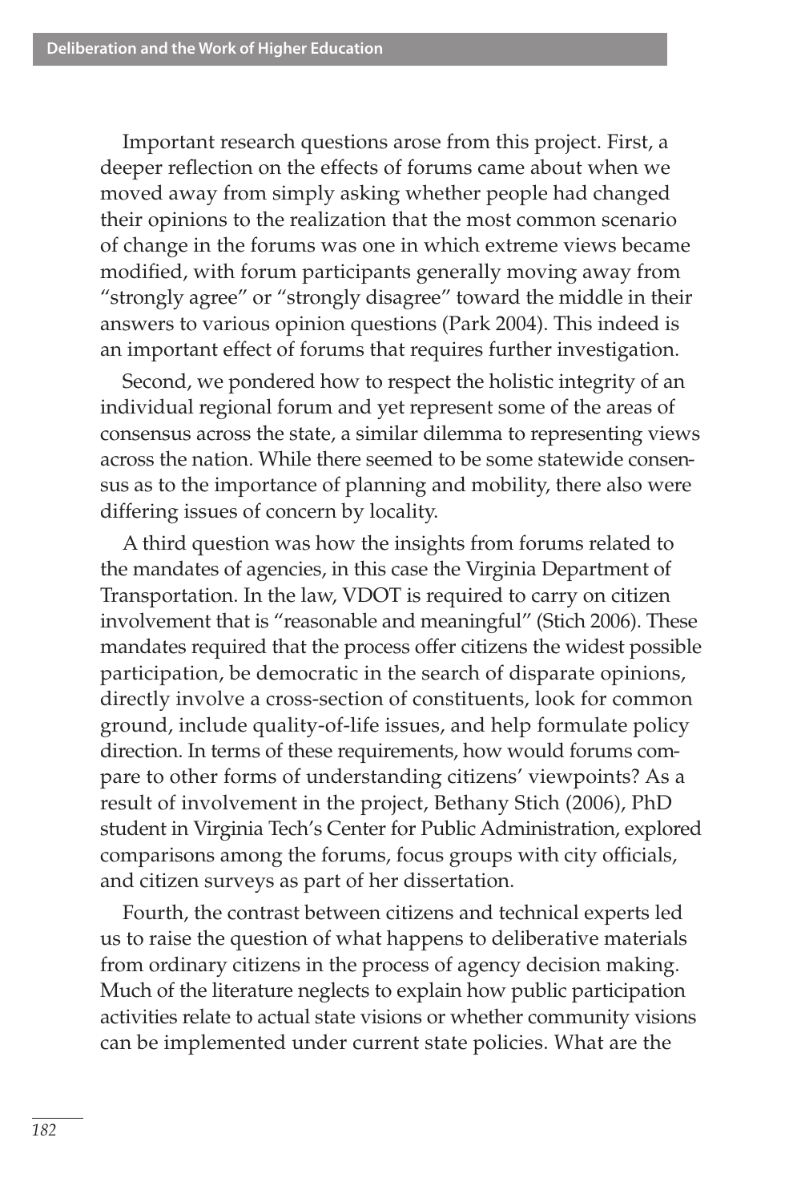Important research questions arose from this project. First, a deeper reflection on the effects of forums came about when we moved away from simply asking whether people had changed their opinions to the realization that the most common scenario of change in the forums was one in which extreme views became modified, with forum participants generally moving away from "strongly agree" or "strongly disagree" toward the middle in their answers to various opinion questions (Park 2004). This indeed is an important effect of forums that requires further investigation.

Second, we pondered how to respect the holistic integrity of an individual regional forum and yet represent some of the areas of consensus across the state, a similar dilemma to representing views across the nation. While there seemed to be some statewide consensus as to the importance of planning and mobility, there also were differing issues of concern by locality.

A third question was how the insights from forums related to the mandates of agencies, in this case the Virginia Department of Transportation. In the law, VDOT is required to carry on citizen involvement that is "reasonable and meaningful" (Stich 2006). These mandates required that the process offer citizens the widest possible participation, be democratic in the search of disparate opinions, directly involve a cross-section of constituents, look for common ground, include quality-of-life issues, and help formulate policy direction. In terms of these requirements, how would forums compare to other forms of understanding citizens' viewpoints? As a result of involvement in the project, Bethany Stich (2006), PhD student in Virginia Tech's Center for Public Administration, explored comparisons among the forums, focus groups with city officials, and citizen surveys as part of her dissertation.

Fourth, the contrast between citizens and technical experts led us to raise the question of what happens to deliberative materials from ordinary citizens in the process of agency decision making. Much of the literature neglects to explain how public participation activities relate to actual state visions or whether community visions can be implemented under current state policies. What are the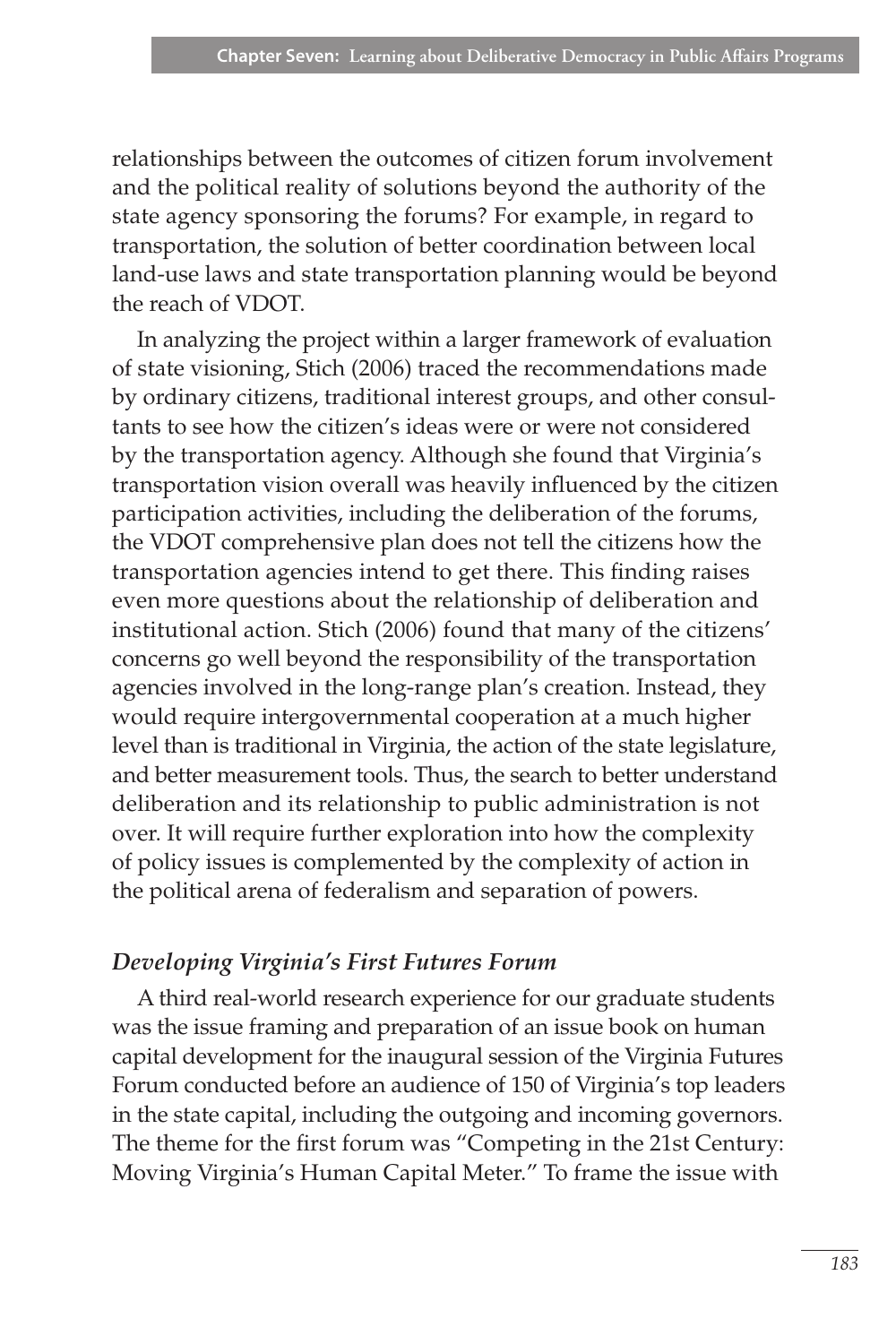relationships between the outcomes of citizen forum involvement and the political reality of solutions beyond the authority of the state agency sponsoring the forums? For example, in regard to transportation, the solution of better coordination between local land-use laws and state transportation planning would be beyond the reach of VDOT.

In analyzing the project within a larger framework of evaluation of state visioning, Stich (2006) traced the recommendations made by ordinary citizens, traditional interest groups, and other consultants to see how the citizen's ideas were or were not considered by the transportation agency. Although she found that Virginia's transportation vision overall was heavily influenced by the citizen participation activities, including the deliberation of the forums, the VDOT comprehensive plan does not tell the citizens how the transportation agencies intend to get there. This finding raises even more questions about the relationship of deliberation and institutional action. Stich (2006) found that many of the citizens' concerns go well beyond the responsibility of the transportation agencies involved in the long-range plan's creation. Instead, they would require intergovernmental cooperation at a much higher level than is traditional in Virginia, the action of the state legislature, and better measurement tools. Thus, the search to better understand deliberation and its relationship to public administration is not over. It will require further exploration into how the complexity of policy issues is complemented by the complexity of action in the political arena of federalism and separation of powers.

### *Developing Virginia's First Futures Forum*

A third real-world research experience for our graduate students was the issue framing and preparation of an issue book on human capital development for the inaugural session of the Virginia Futures Forum conducted before an audience of 150 of Virginia's top leaders in the state capital, including the outgoing and incoming governors. The theme for the first forum was "Competing in the 21st Century: Moving Virginia's Human Capital Meter." To frame the issue with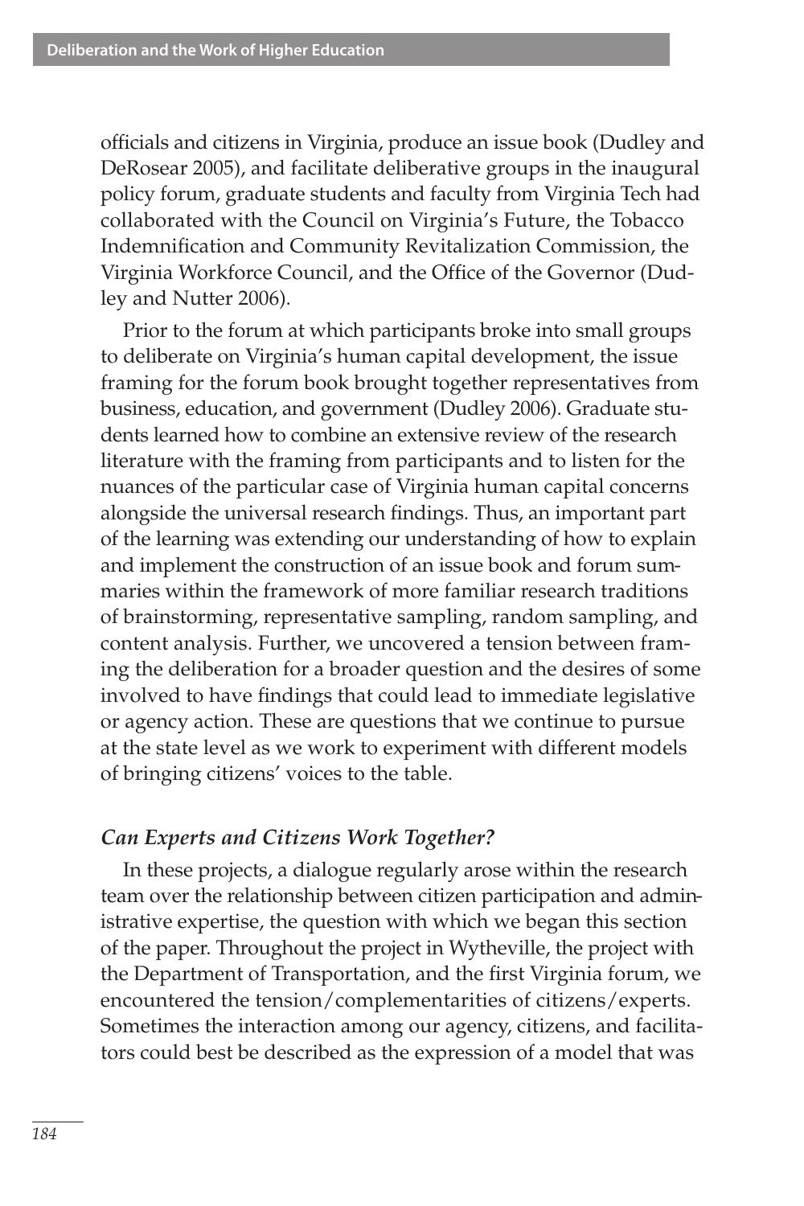officials and citizens in Virginia, produce an issue book (Dudley and DeRosear 2005), and facilitate deliberative groups in the inaugural policy forum, graduate students and faculty from Virginia Tech had collaborated with the Council on Virginia's Future, the Tobacco Indemnification and Community Revitalization Commission, the Virginia Workforce Council, and the Office of the Governor (Dudley and Nutter 2006).

Prior to the forum at which participants broke into small groups to deliberate on Virginia's human capital development, the issue framing for the forum book brought together representatives from business, education, and government (Dudley 2006). Graduate students learned how to combine an extensive review of the research literature with the framing from participants and to listen for the nuances of the particular case of Virginia human capital concerns alongside the universal research findings. Thus, an important part of the learning was extending our understanding of how to explain and implement the construction of an issue book and forum summaries within the framework of more familiar research traditions of brainstorming, representative sampling, random sampling, and content analysis. Further, we uncovered a tension between framing the deliberation for a broader question and the desires of some involved to have findings that could lead to immediate legislative or agency action. These are questions that we continue to pursue at the state level as we work to experiment with different models of bringing citizens' voices to the table.

### *Can Experts and Citizens Work Together?*

In these projects, a dialogue regularly arose within the research team over the relationship between citizen participation and administrative expertise, the question with which we began this section of the paper. Throughout the project in Wytheville, the project with the Department of Transportation, and the first Virginia forum, we encountered the tension/complementarities of citizens/experts. Sometimes the interaction among our agency, citizens, and facilitators could best be described as the expression of a model that was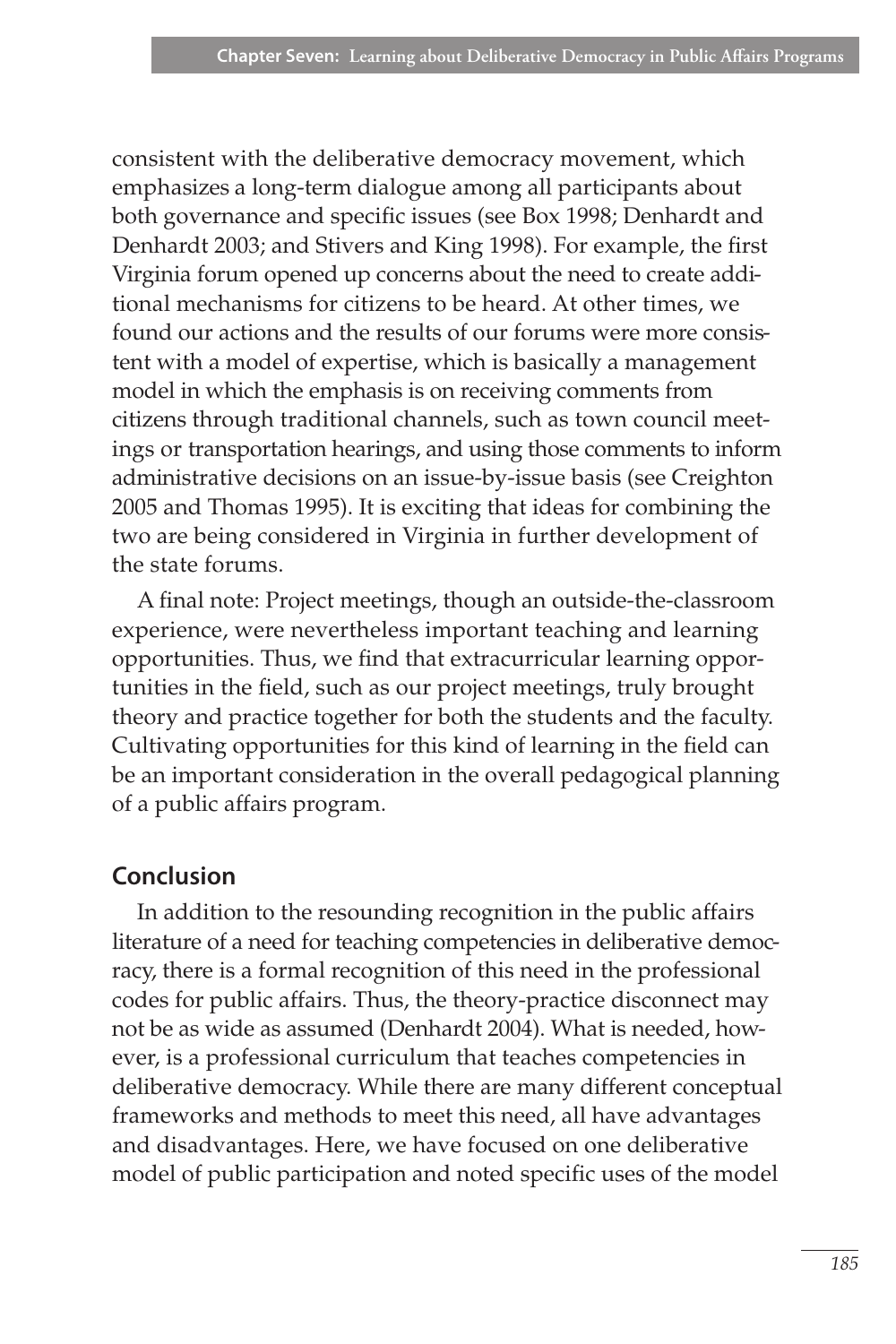consistent with the deliberative democracy movement, which emphasizes a long-term dialogue among all participants about both governance and specific issues (see Box 1998; Denhardt and Denhardt 2003; and Stivers and King 1998). For example, the first Virginia forum opened up concerns about the need to create additional mechanisms for citizens to be heard. At other times, we found our actions and the results of our forums were more consistent with a model of expertise, which is basically a management model in which the emphasis is on receiving comments from citizens through traditional channels, such as town council meetings or transportation hearings, and using those comments to inform administrative decisions on an issue-by-issue basis (see Creighton 2005 and Thomas 1995). It is exciting that ideas for combining the two are being considered in Virginia in further development of the state forums.

A final note: Project meetings, though an outside-the-classroom experience, were nevertheless important teaching and learning opportunities. Thus, we find that extracurricular learning opportunities in the field, such as our project meetings, truly brought theory and practice together for both the students and the faculty. Cultivating opportunities for this kind of learning in the field can be an important consideration in the overall pedagogical planning of a public affairs program.

## Conclusion

In addition to the resounding recognition in the public affairs literature of a need for teaching competencies in deliberative democracy, there is a formal recognition of this need in the professional codes for public affairs. Thus, the theory-practice disconnect may not be as wide as assumed (Denhardt 2004). What is needed, however, is a professional curriculum that teaches competencies in deliberative democracy. While there are many different conceptual frameworks and methods to meet this need, all have advantages and disadvantages. Here, we have focused on one deliberative model of public participation and noted specific uses of the model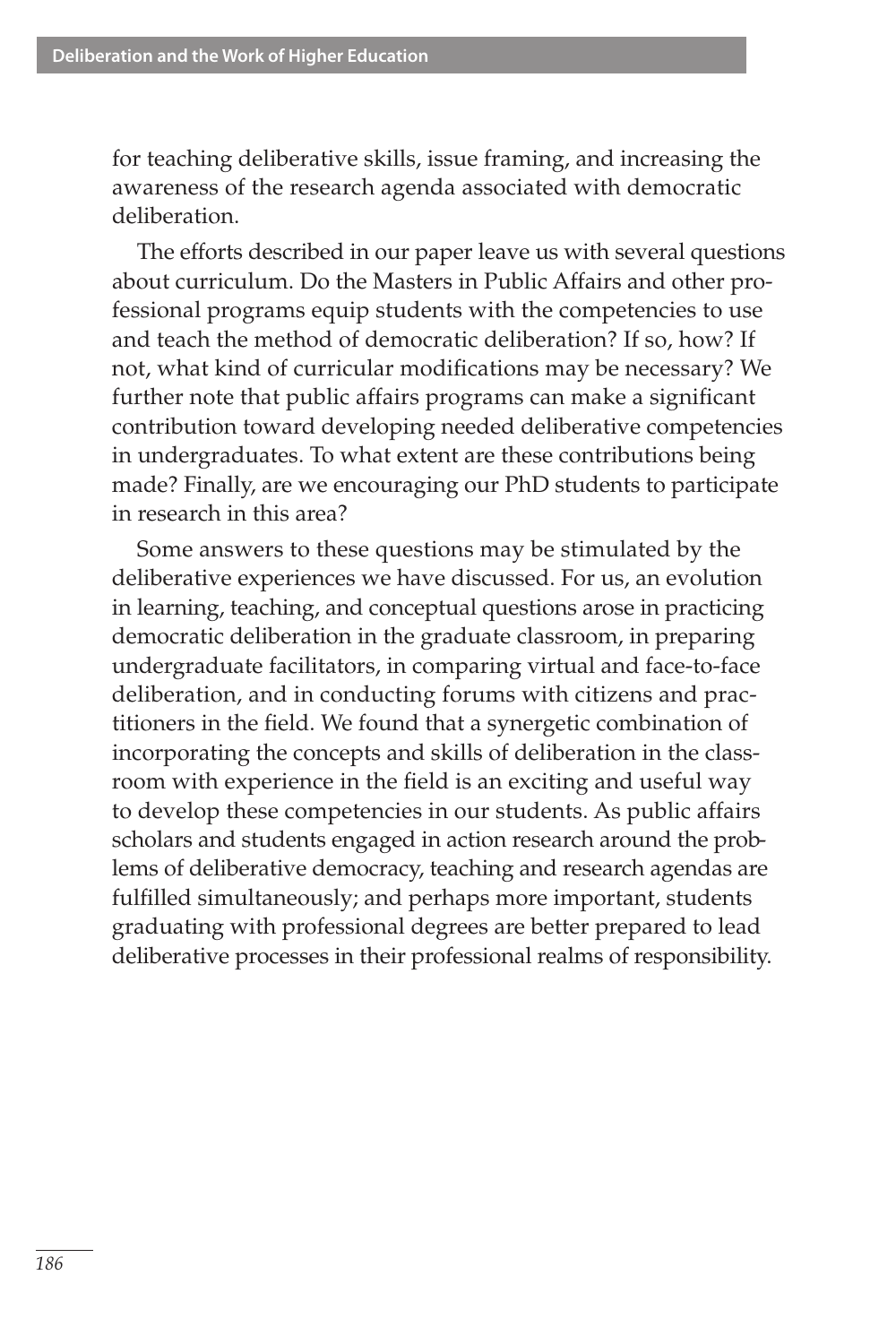for teaching deliberative skills, issue framing, and increasing the awareness of the research agenda associated with democratic deliberation.

The efforts described in our paper leave us with several questions about curriculum. Do the Masters in Public Affairs and other professional programs equip students with the competencies to use and teach the method of democratic deliberation? If so, how? If not, what kind of curricular modifications may be necessary? We further note that public affairs programs can make a significant contribution toward developing needed deliberative competencies in undergraduates. To what extent are these contributions being made? Finally, are we encouraging our PhD students to participate in research in this area?

Some answers to these questions may be stimulated by the deliberative experiences we have discussed. For us, an evolution in learning, teaching, and conceptual questions arose in practicing democratic deliberation in the graduate classroom, in preparing undergraduate facilitators, in comparing virtual and face-to-face deliberation, and in conducting forums with citizens and practitioners in the field. We found that a synergetic combination of incorporating the concepts and skills of deliberation in the classroom with experience in the field is an exciting and useful way to develop these competencies in our students. As public affairs scholars and students engaged in action research around the problems of deliberative democracy, teaching and research agendas are fulfilled simultaneously; and perhaps more important, students graduating with professional degrees are better prepared to lead deliberative processes in their professional realms of responsibility.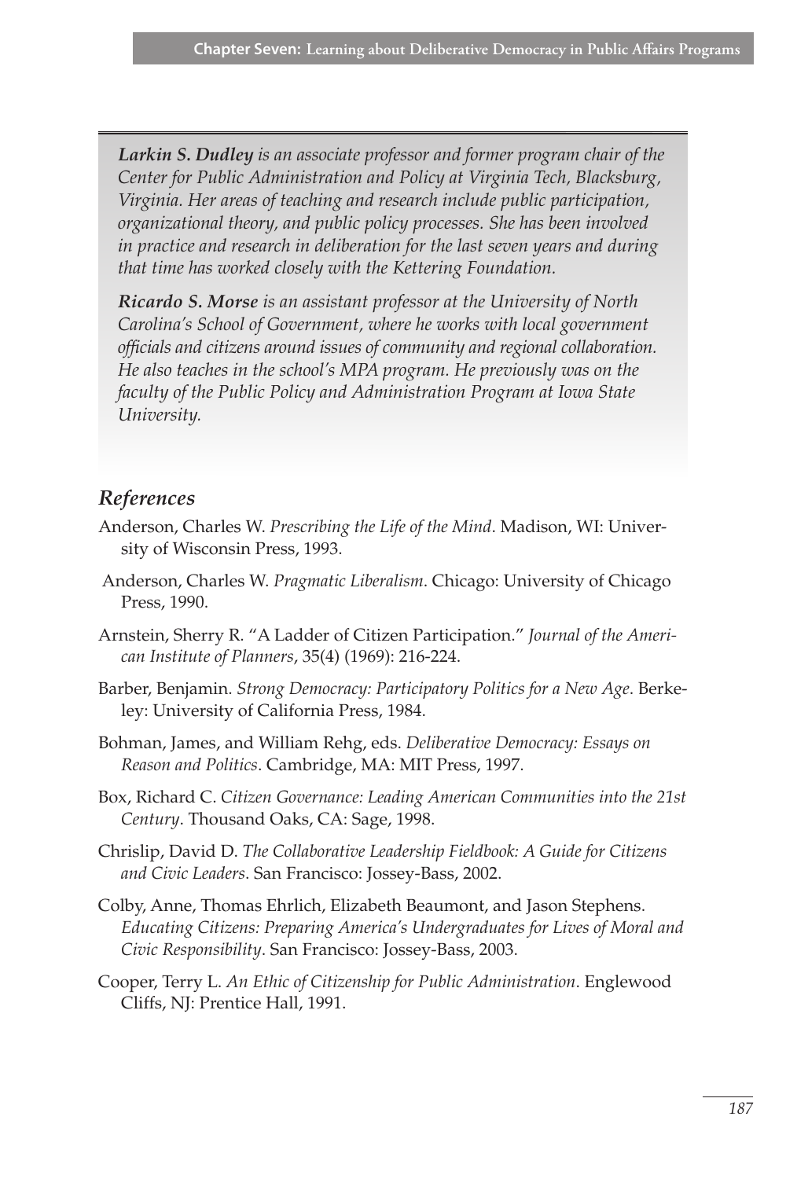***Larkin S. Dudley*** *is an associate professor and former program chair of the Center for Public Administration and Policy at Virginia Tech, Blacksburg, Virginia. Her areas of teaching and research include public participation, organizational theory, and public policy processes. She has been involved in practice and research in deliberation for the last seven years and during that time has worked closely with the Kettering Foundation.*

***Ricardo S. Morse*** *is an assistant professor at the University of North Carolina's School of Government, where he works with local government officials and citizens around issues of community and regional collaboration. He also teaches in the school's MPA program. He previously was on the faculty of the Public Policy and Administration Program at Iowa State University.*

## *References*

Anderson, Charles W. *Prescribing the Life of the Mind*. Madison, WI: University of Wisconsin Press, 1993.

Anderson, Charles W. *Pragmatic Liberalism*. Chicago: University of Chicago Press, 1990.

Arnstein, Sherry R. "A Ladder of Citizen Participation." *Journal of the American Institute of Planners*, 35(4) (1969): 216-224.

Barber, Benjamin. *Strong Democracy: Participatory Politics for a New Age*. Berkeley: University of California Press, 1984.

Bohman, James, and William Rehg, eds. *Deliberative Democracy: Essays on Reason and Politics*. Cambridge, MA: MIT Press, 1997.

Box, Richard C. *Citizen Governance: Leading American Communities into the 21st Century*. Thousand Oaks, CA: Sage, 1998.

Chrislip, David D. *The Collaborative Leadership Fieldbook: A Guide for Citizens and Civic Leaders*. San Francisco: Jossey-Bass, 2002.

Colby, Anne, Thomas Ehrlich, Elizabeth Beaumont, and Jason Stephens. *Educating Citizens: Preparing America's Undergraduates for Lives of Moral and Civic Responsibility*. San Francisco: Jossey-Bass, 2003.

Cooper, Terry L. *An Ethic of Citizenship for Public Administration*. Englewood Cliffs, NJ: Prentice Hall, 1991.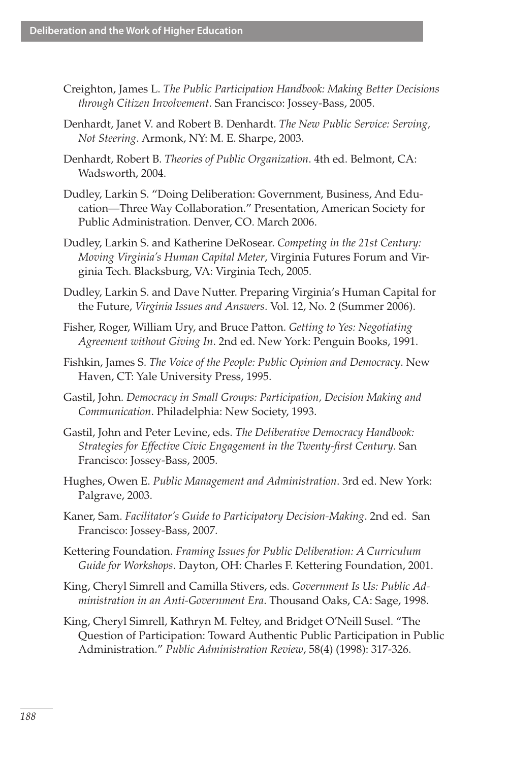Creighton, James L. *The Public Participation Handbook: Making Better Decisions through Citizen Involvement*. San Francisco: Jossey-Bass, 2005.

Denhardt, Janet V. and Robert B. Denhardt. *The New Public Service: Serving, Not Steering*. Armonk, NY: M. E. Sharpe, 2003.

Denhardt, Robert B. *Theories of Public Organization*. 4th ed. Belmont, CA: Wadsworth, 2004.

Dudley, Larkin S. "Doing Deliberation: Government, Business, And Education—Three Way Collaboration." Presentation, American Society for Public Administration. Denver, CO. March 2006.

Dudley, Larkin S. and Katherine DeRosear. *Competing in the 21st Century: Moving Virginia's Human Capital Meter*, Virginia Futures Forum and Virginia Tech. Blacksburg, VA: Virginia Tech, 2005.

Dudley, Larkin S. and Dave Nutter. Preparing Virginia's Human Capital for the Future, *Virginia Issues and Answers*. Vol. 12, No. 2 (Summer 2006).

Fisher, Roger, William Ury, and Bruce Patton. *Getting to Yes: Negotiating Agreement without Giving In*. 2nd ed. New York: Penguin Books, 1991.

Fishkin, James S. *The Voice of the People: Public Opinion and Democracy*. New Haven, CT: Yale University Press, 1995.

Gastil, John. *Democracy in Small Groups: Participation, Decision Making and Communication*. Philadelphia: New Society, 1993.

Gastil, John and Peter Levine, eds. *The Deliberative Democracy Handbook: Strategies for Effective Civic Engagement in the Twenty-first Century*. San Francisco: Jossey-Bass, 2005.

Hughes, Owen E. *Public Management and Administration*. 3rd ed. New York: Palgrave, 2003.

Kaner, Sam. *Facilitator's Guide to Participatory Decision-Making*. 2nd ed. San Francisco: Jossey-Bass, 2007.

Kettering Foundation. *Framing Issues for Public Deliberation: A Curriculum Guide for Workshops*. Dayton, OH: Charles F. Kettering Foundation, 2001.

King, Cheryl Simrell and Camilla Stivers, eds. *Government Is Us: Public Administration in an Anti-Government Era*. Thousand Oaks, CA: Sage, 1998.

King, Cheryl Simrell, Kathryn M. Feltey, and Bridget O'Neill Susel. "The Question of Participation: Toward Authentic Public Participation in Public Administration." *Public Administration Review*, 58(4) (1998): 317-326.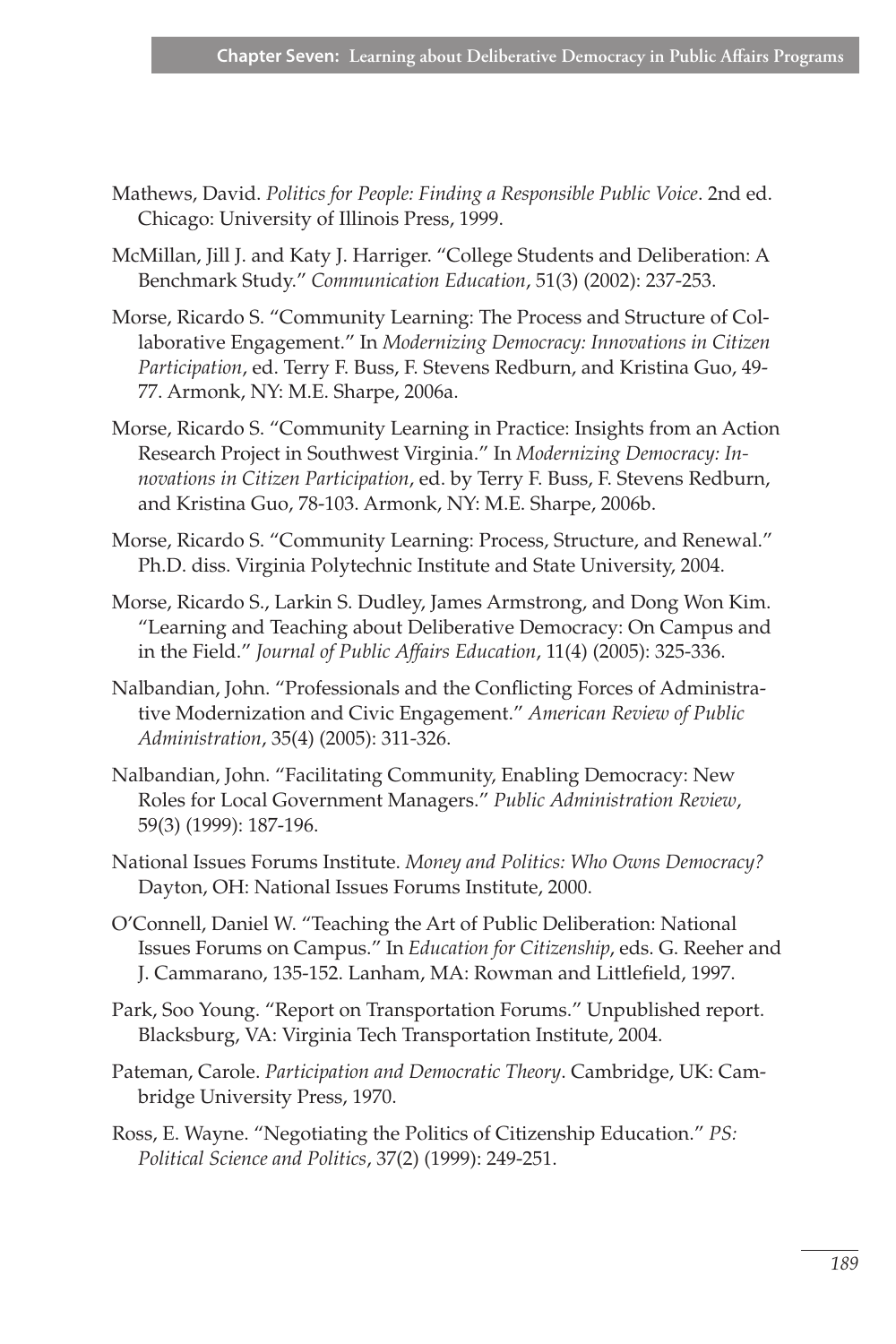Mathews, David. *Politics for People: Finding a Responsible Public Voice*. 2nd ed. Chicago: University of Illinois Press, 1999.

McMillan, Jill J. and Katy J. Harriger. "College Students and Deliberation: A Benchmark Study." *Communication Education*, 51(3) (2002): 237-253.

Morse, Ricardo S. "Community Learning: The Process and Structure of Collaborative Engagement." In *Modernizing Democracy: Innovations in Citizen Participation*, ed. Terry F. Buss, F. Stevens Redburn, and Kristina Guo, 49-77. Armonk, NY: M.E. Sharpe, 2006a.

Morse, Ricardo S. "Community Learning in Practice: Insights from an Action Research Project in Southwest Virginia." In *Modernizing Democracy: Innovations in Citizen Participation*, ed. by Terry F. Buss, F. Stevens Redburn, and Kristina Guo, 78-103. Armonk, NY: M.E. Sharpe, 2006b.

Morse, Ricardo S. "Community Learning: Process, Structure, and Renewal." Ph.D. diss. Virginia Polytechnic Institute and State University, 2004.

Morse, Ricardo S., Larkin S. Dudley, James Armstrong, and Dong Won Kim. "Learning and Teaching about Deliberative Democracy: On Campus and in the Field." *Journal of Public Affairs Education*, 11(4) (2005): 325-336.

Nalbandian, John. "Professionals and the Conflicting Forces of Administrative Modernization and Civic Engagement." *American Review of Public Administration*, 35(4) (2005): 311-326.

Nalbandian, John. "Facilitating Community, Enabling Democracy: New Roles for Local Government Managers." *Public Administration Review*, 59(3) (1999): 187-196.

National Issues Forums Institute. *Money and Politics: Who Owns Democracy?* Dayton, OH: National Issues Forums Institute, 2000.

O'Connell, Daniel W. "Teaching the Art of Public Deliberation: National Issues Forums on Campus." In *Education for Citizenship*, eds. G. Reeher and J. Cammarano, 135-152. Lanham, MA: Rowman and Littlefield, 1997.

Park, Soo Young. "Report on Transportation Forums." Unpublished report. Blacksburg, VA: Virginia Tech Transportation Institute, 2004.

Pateman, Carole. *Participation and Democratic Theory*. Cambridge, UK: Cambridge University Press, 1970.

Ross, E. Wayne. "Negotiating the Politics of Citizenship Education." *PS: Political Science and Politics*, 37(2) (1999): 249-251.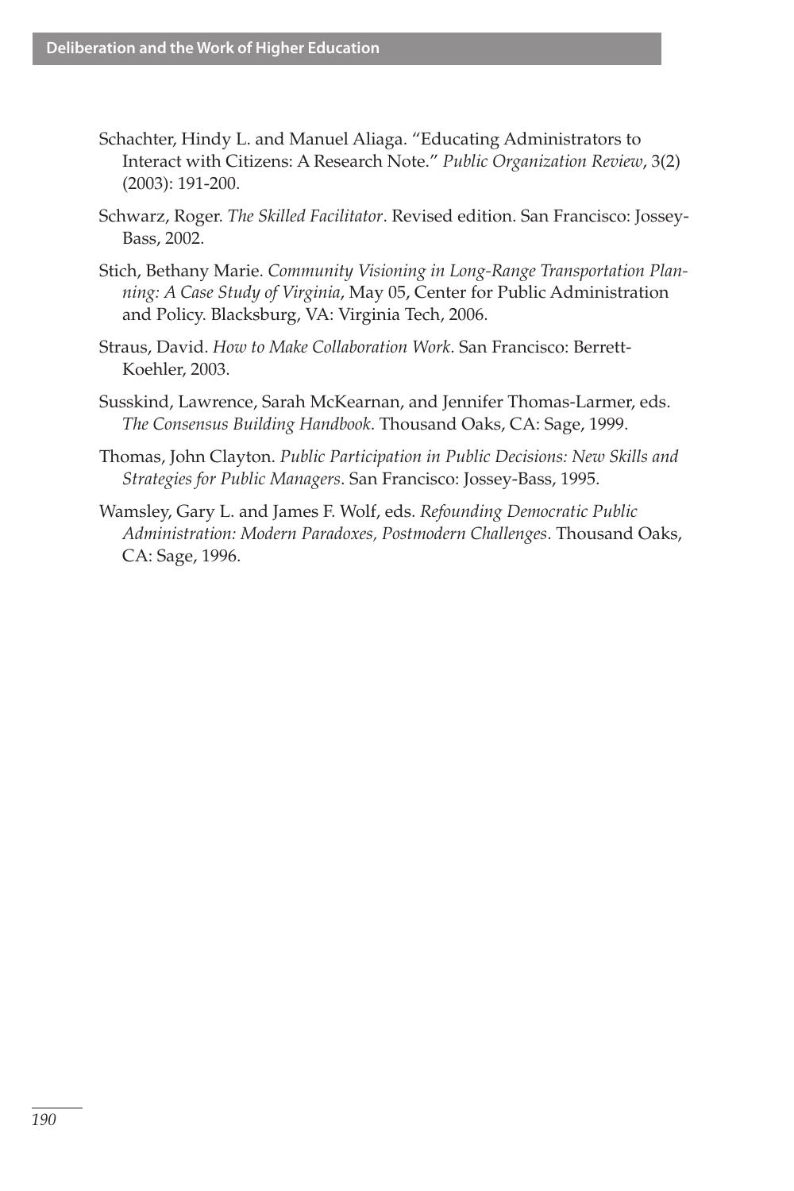Schachter, Hindy L. and Manuel Aliaga. "Educating Administrators to Interact with Citizens: A Research Note." *Public Organization Review*, 3(2) (2003): 191-200.

Schwarz, Roger. *The Skilled Facilitator*. Revised edition. San Francisco: Jossey-Bass, 2002.

Stich, Bethany Marie. *Community Visioning in Long-Range Transportation Planning: A Case Study of Virginia*, May 05, Center for Public Administration and Policy. Blacksburg, VA: Virginia Tech, 2006.

Straus, David. *How to Make Collaboration Work*. San Francisco: Berrett-Koehler, 2003.

Susskind, Lawrence, Sarah McKearnan, and Jennifer Thomas-Larmer, eds. *The Consensus Building Handbook*. Thousand Oaks, CA: Sage, 1999.

Thomas, John Clayton. *Public Participation in Public Decisions: New Skills and Strategies for Public Managers*. San Francisco: Jossey-Bass, 1995.

Wamsley, Gary L. and James F. Wolf, eds. *Refounding Democratic Public Administration: Modern Paradoxes, Postmodern Challenges*. Thousand Oaks, CA: Sage, 1996.